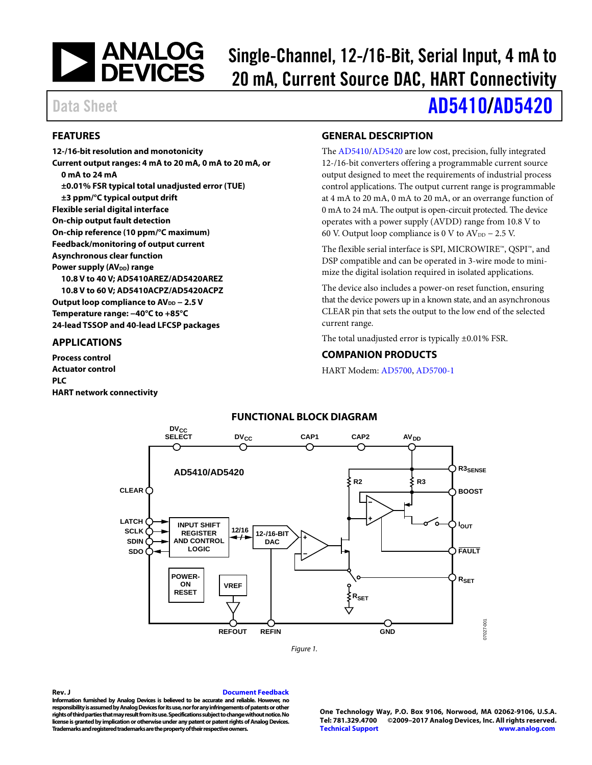# Single-Channel, 12-/16-Bit, Serial Input, 4 mA to 20 mA, Current Source DAC, HART Connectivity

Data Sheet

# AD5410/AD5420

## FEATURES

**12-/16-bit resolution and monotonicity**
**Current output ranges: 4 mA to 20 mA, 0 mA to 20 mA, or 0 mA to 24 mA**
- **±0.01% FSR typical total unadjusted error (TUE)**
- **±3 ppm/°C typical output drift**

**Flexible serial digital interface**
**On-chip output fault detection**
**On-chip reference (10 ppm/°C maximum)**
**Feedback/monitoring of output current**
**Asynchronous clear function**
**Power supply ($AV_{DD}$) range**
- **10.8 V to 40 V; AD5410AREZ/AD5420AREZ**
- **10.8 V to 60 V; AD5410ACPZ/AD5420ACPZ**

**Output loop compliance to $AV_{DD}$ − 2.5 V**
**Temperature range: −40°C to +85°C**
**24-lead TSSOP and 40-lead LFCSP packages**

## APPLICATIONS

**Process control**
**Actuator control**
**PLC**
**HART network connectivity**

## GENERAL DESCRIPTION

The AD5410/AD5420 are low cost, precision, fully integrated 12-/16-bit converters offering a programmable current source output designed to meet the requirements of industrial process control applications. The output current range is programmable at 4 mA to 20 mA, 0 mA to 20 mA, or an overrange function of 0 mA to 24 mA. The output is open-circuit protected. The device operates with a power supply (AVDD) range from 10.8 V to 60 V. Output loop compliance is 0 V to $AV_{DD}$ − 2.5 V.

The flexible serial interface is SPI, MICROWIRE™, QSPI™, and DSP compatible and can be operated in 3-wire mode to minimize the digital isolation required in isolated applications.

The device also includes a power-on reset function, ensuring that the device powers up in a known state, and an asynchronous CLEAR pin that sets the output to the low end of the selected current range.

The total unadjusted error is typically ±0.01% FSR.

## COMPANION PRODUCTS

HART Modem: AD5700, AD5700-1

## FUNCTIONAL BLOCK DIAGRAM

*Figure 1.*

Rev. J

Document Feedback

**Information furnished by Analog Devices is believed to be accurate and reliable. However, no responsibility is assumed by Analog Devices for its use, nor for any infringements of patents or other rights of third parties that may result from its use. Specifications subject to change without notice. No license is granted by implication or otherwise under any patent or patent rights of Analog Devices. Trademarks and registered trademarks are the property of their respective owners.**

**One Technology Way, P.O. Box 9106, Norwood, MA 02062-9106, U.S.A.**
**Tel: 781.329.4700 ©2009–2017 Analog Devices, Inc. All rights reserved.**
**Technical Support www.analog.com**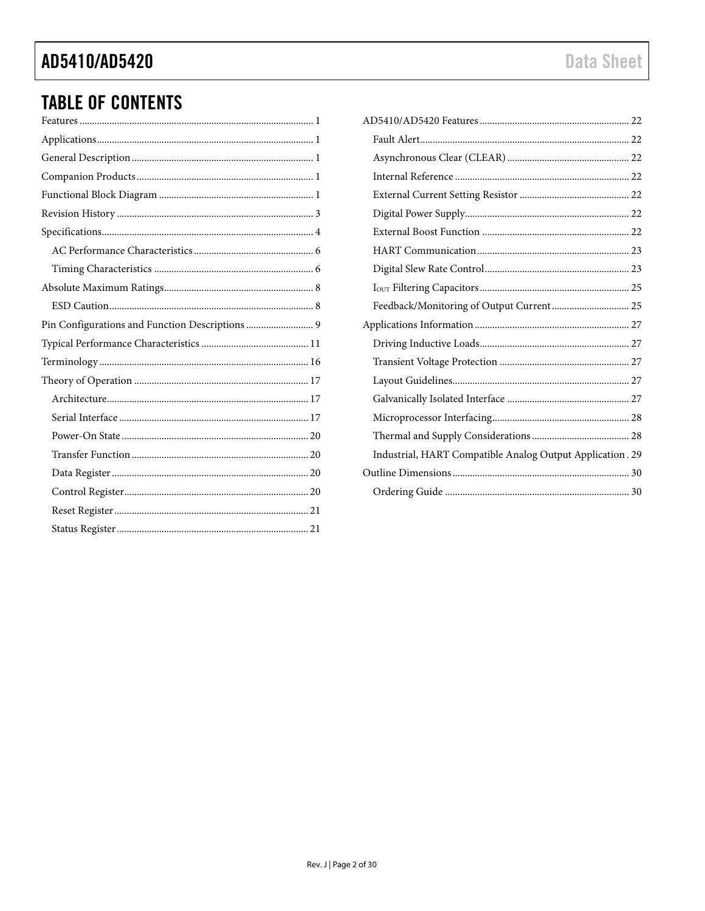## TABLE OF CONTENTS

Features ... 1
Applications ... 1
General Description ... 1
Companion Products ... 1
Functional Block Diagram ... 1
Revision History ... 3
Specifications ... 4
- AC Performance Characteristics ... 6
- Timing Characteristics ... 6

Absolute Maximum Ratings ... 8
- ESD Caution ... 8

Pin Configurations and Function Descriptions ... 9
Typical Performance Characteristics ... 11
Terminology ... 16
Theory of Operation ... 17
- Architecture ... 17
- Serial Interface ... 17
- Power-On State ... 20
- Transfer Function ... 20
- Data Register ... 20
- Control Register ... 20
- Reset Register ... 21
- Status Register ... 21

AD5410/AD5420 Features ... 22
- Fault Alert ... 22
- Asynchronous Clear (CLEAR) ... 22
- Internal Reference ... 22
- External Current Setting Resistor ... 22
- Digital Power Supply ... 22
- External Boost Function ... 22
- HART Communication ... 23
- Digital Slew Rate Control ... 23
- $I_{OUT}$ Filtering Capacitors ... 25
- Feedback/Monitoring of Output Current ... 25

Applications Information ... 27
- Driving Inductive Loads ... 27
- Transient Voltage Protection ... 27
- Layout Guidelines ... 27
- Galvanically Isolated Interface ... 27
- Microprocessor Interfacing ... 28
- Thermal and Supply Considerations ... 28
- Industrial, HART Compatible Analog Output Application ... 29

Outline Dimensions ... 30
- Ordering Guide ... 30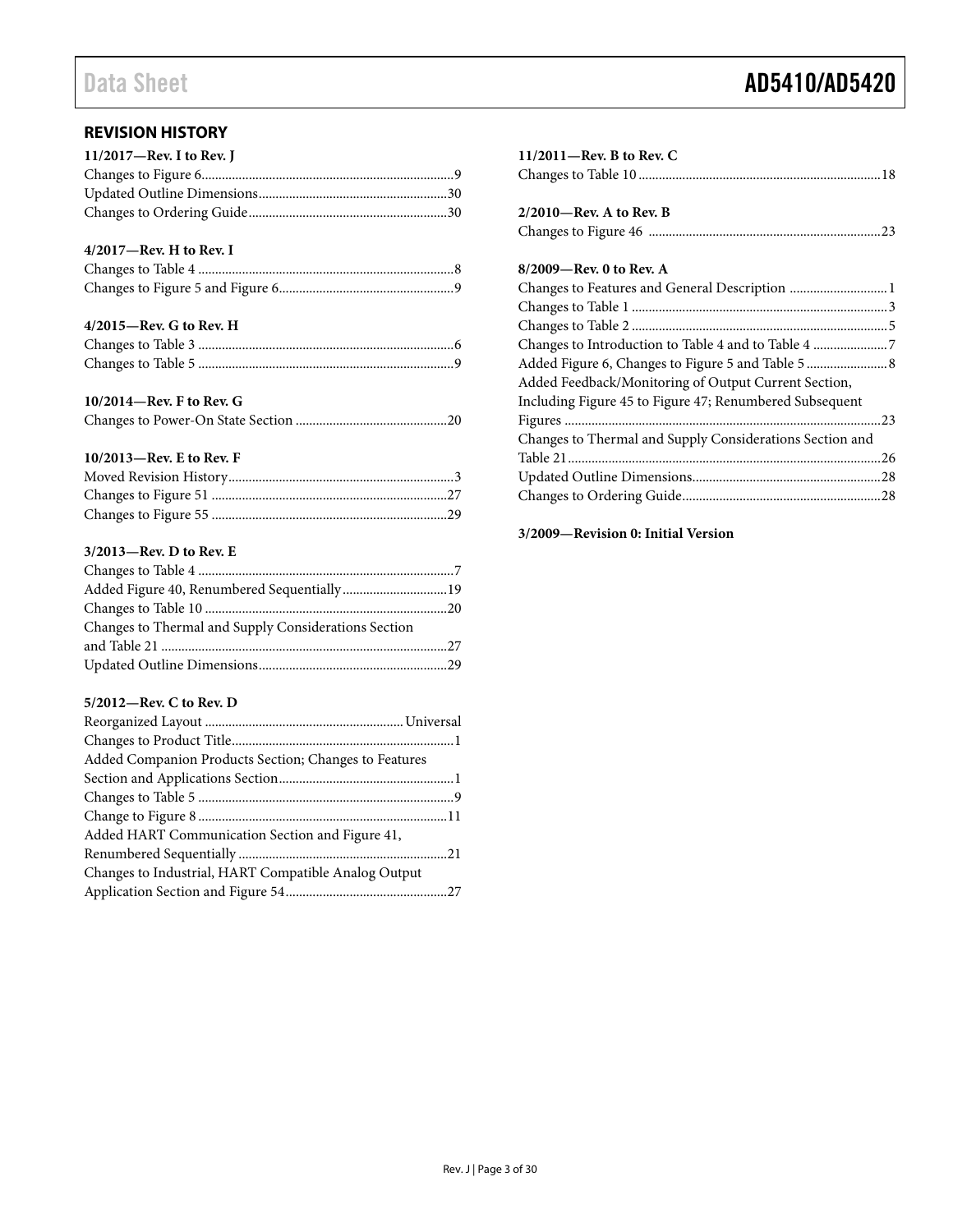## REVISION HISTORY

**11/2017—Rev. I to Rev. J**

Changes to Figure 6 ... 9
Updated Outline Dimensions ... 30
Changes to Ordering Guide ... 30

**4/2017—Rev. H to Rev. I**

Changes to Table 4 ... 8
Changes to Figure 5 and Figure 6 ... 9

**4/2015—Rev. G to Rev. H**

Changes to Table 3 ... 6
Changes to Table 5 ... 9

**10/2014—Rev. F to Rev. G**

Changes to Power-On State Section ... 20

**10/2013—Rev. E to Rev. F**

Moved Revision History ... 3
Changes to Figure 51 ... 27
Changes to Figure 55 ... 29

**3/2013—Rev. D to Rev. E**

Changes to Table 4 ... 7
Added Figure 40, Renumbered Sequentially ... 19
Changes to Table 10 ... 20
Changes to Thermal and Supply Considerations Section and Table 21 ... 27
Updated Outline Dimensions ... 29

**5/2012—Rev. C to Rev. D**

Reorganized Layout ... Universal
Changes to Product Title ... 1
Added Companion Products Section; Changes to Features Section and Applications Section ... 1
Changes to Table 5 ... 9
Change to Figure 8 ... 11
Added HART Communication Section and Figure 41, Renumbered Sequentially ... 21
Changes to Industrial, HART Compatible Analog Output Application Section and Figure 54 ... 27

**11/2011—Rev. B to Rev. C**

Changes to Table 10 ... 18

**2/2010—Rev. A to Rev. B**

Changes to Figure 46 ... 23

**8/2009—Rev. 0 to Rev. A**

Changes to Features and General Description ... 1
Changes to Table 1 ... 3
Changes to Table 2 ... 5
Changes to Introduction to Table 4 and to Table 4 ... 7
Added Figure 6, Changes to Figure 5 and Table 5 ... 8
Added Feedback/Monitoring of Output Current Section, Including Figure 45 to Figure 47; Renumbered Subsequent Figures ... 23
Changes to Thermal and Supply Considerations Section and Table 21 ... 26
Updated Outline Dimensions ... 28
Changes to Ordering Guide ... 28

**3/2009—Revision 0: Initial Version**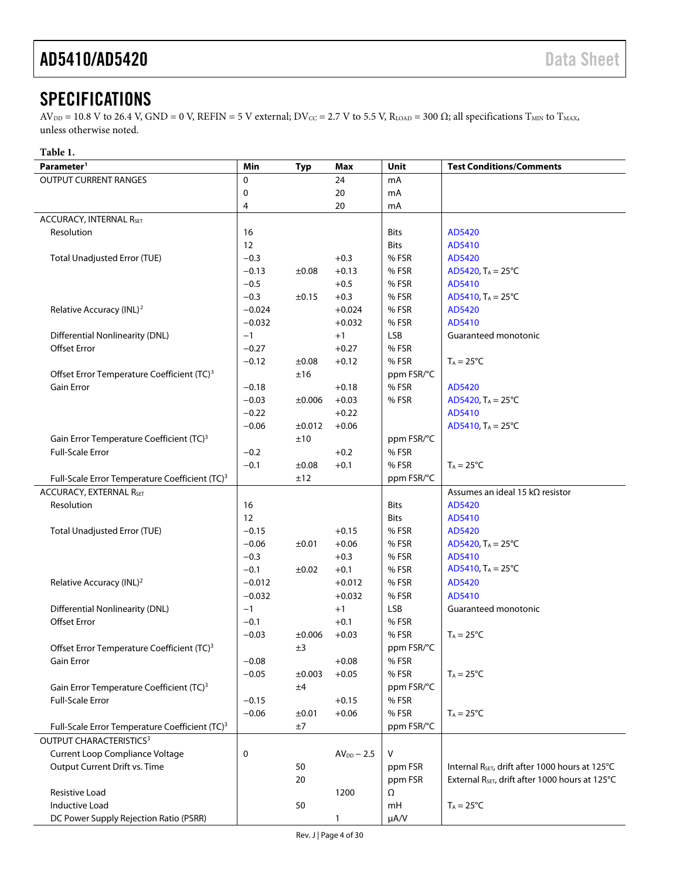# SPECIFICATIONS

$AV_{DD}$ = 10.8 V to 26.4 V, GND = 0 V, REFIN = 5 V external; $DV_{CC}$ = 2.7 V to 5.5 V, $R_{LOAD}$ = 300 Ω; all specifications $T_{MIN}$ to $T_{MAX}$, unless otherwise noted.

**Table 1.**

| Parameter[1] | Min | Typ | Max | Unit | Test Conditions/Comments |
|---|---|---|---|---|---|
| OUTPUT CURRENT RANGES | 0 | | 24 | mA | |
| | 0 | | 20 | mA | |
| | 4 | | 20 | mA | |
| ACCURACY, INTERNAL $R_{SET}$ | | | | | |
| Resolution | 16 | | | Bits | AD5420 |
| | 12 | | | Bits | AD5410 |
| Total Unadjusted Error (TUE) | −0.3 | | +0.3 | % FSR | AD5420 |
| | −0.13 | ±0.08 | +0.13 | % FSR | AD5420, $T_A$ = 25°C |
| | −0.5 | | +0.5 | % FSR | AD5410 |
| | −0.3 | ±0.15 | +0.3 | % FSR | AD5410, $T_A$ = 25°C |
| Relative Accuracy (INL)[2] | −0.024 | | +0.024 | % FSR | AD5420 |
| | −0.032 | | +0.032 | % FSR | AD5410 |
| Differential Nonlinearity (DNL) | −1 | | +1 | LSB | Guaranteed monotonic |
| Offset Error | −0.27 | | +0.27 | % FSR | |
| | −0.12 | ±0.08 | +0.12 | % FSR | $T_A$ = 25°C |
| Offset Error Temperature Coefficient (TC)[3] | | ±16 | | ppm FSR/°C | |
| Gain Error | −0.18 | | +0.18 | % FSR | AD5420 |
| | −0.03 | ±0.006 | +0.03 | % FSR | AD5420, $T_A$ = 25°C |
| | −0.22 | | +0.22 | | AD5410 |
| | −0.06 | ±0.012 | +0.06 | | AD5410, $T_A$ = 25°C |
| Gain Error Temperature Coefficient (TC)[3] | | ±10 | | ppm FSR/°C | |
| Full-Scale Error | −0.2 | | +0.2 | % FSR | |
| | −0.1 | ±0.08 | +0.1 | % FSR | $T_A$ = 25°C |
| Full-Scale Error Temperature Coefficient (TC)[3] | | ±12 | | ppm FSR/°C | |
| ACCURACY, EXTERNAL $R_{SET}$ | | | | | Assumes an ideal 15 kΩ resistor |
| Resolution | 16 | | | Bits | AD5420 |
| | 12 | | | Bits | AD5410 |
| Total Unadjusted Error (TUE) | −0.15 | | +0.15 | % FSR | AD5420 |
| | −0.06 | ±0.01 | +0.06 | % FSR | AD5420, $T_A$ = 25°C |
| | −0.3 | | +0.3 | % FSR | AD5410 |
| | −0.1 | ±0.02 | +0.1 | % FSR | AD5410, $T_A$ = 25°C |
| Relative Accuracy (INL)[2] | −0.012 | | +0.012 | % FSR | AD5420 |
| | −0.032 | | +0.032 | % FSR | AD5410 |
| Differential Nonlinearity (DNL) | −1 | | +1 | LSB | Guaranteed monotonic |
| Offset Error | −0.1 | | +0.1 | % FSR | |
| | −0.03 | ±0.006 | +0.03 | % FSR | $T_A$ = 25°C |
| Offset Error Temperature Coefficient (TC)[3] | | ±3 | | ppm FSR/°C | |
| Gain Error | −0.08 | | +0.08 | % FSR | |
| | −0.05 | ±0.003 | +0.05 | % FSR | $T_A$ = 25°C |
| Gain Error Temperature Coefficient (TC)[3] | | ±4 | | ppm FSR/°C | |
| Full-Scale Error | −0.15 | | +0.15 | % FSR | |
| | −0.06 | ±0.01 | +0.06 | % FSR | $T_A$ = 25°C |
| Full-Scale Error Temperature Coefficient (TC)[3] | | ±7 | | ppm FSR/°C | |
| OUTPUT CHARACTERISTICS[3] | | | | | |
| Current Loop Compliance Voltage | 0 | | $AV_{DD}$ − 2.5 | V | |
| Output Current Drift vs. Time | | 50 | | ppm FSR | Internal $R_{SET}$, drift after 1000 hours at 125°C |
| | | 20 | | ppm FSR | External $R_{SET}$, drift after 1000 hours at 125°C |
| Resistive Load | | | 1200 | Ω | |
| Inductive Load | | 50 | | mH | $T_A$ = 25°C |
| DC Power Supply Rejection Ratio (PSRR) | | | 1 | μA/V | |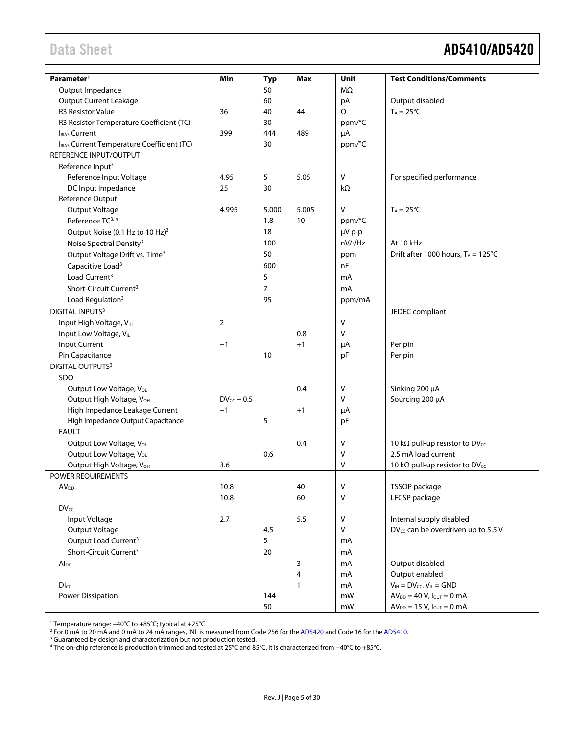| Parameter[1] | Min | Typ | Max | Unit | Test Conditions/Comments |
|---|---|---|---|---|---|
| Output Impedance | | 50 | | MΩ | |
| Output Current Leakage | | 60 | | pA | Output disabled |
| R3 Resistor Value | 36 | 40 | 44 | Ω | $T_A$ = 25°C |
| R3 Resistor Temperature Coefficient (TC) | | 30 | | ppm/°C | |
| $I_{BIAS}$ Current | 399 | 444 | 489 | µA | |
| $I_{BIAS}$ Current Temperature Coefficient (TC) | | 30 | | ppm/°C | |
| REFERENCE INPUT/OUTPUT | | | | | |
| Reference Input[3] | | | | | |
| Reference Input Voltage | 4.95 | 5 | 5.05 | V | For specified performance |
| DC Input Impedance | 25 | 30 | | kΩ | |
| Reference Output | | | | | |
| Output Voltage | 4.995 | 5.000 | 5.005 | V | $T_A$ = 25°C |
| Reference TC[3, 4] | | 1.8 | 10 | ppm/°C | |
| Output Noise (0.1 Hz to 10 Hz)[3] | | 18 | | µV p-p | |
| Noise Spectral Density[3] | | 100 | | nV/√Hz | At 10 kHz |
| Output Voltage Drift vs. Time[3] | | 50 | | ppm | Drift after 1000 hours, $T_A$ = 125°C |
| Capacitive Load[3] | | 600 | | nF | |
| Load Current[3] | | 5 | | mA | |
| Short-Circuit Current[3] | | 7 | | mA | |
| Load Regulation[3] | | 95 | | ppm/mA | |
| DIGITAL INPUTS[3] | | | | | JEDEC compliant |
| Input High Voltage, $V_{IH}$ | 2 | | | V | |
| Input Low Voltage, $V_{IL}$ | | | 0.8 | V | |
| Input Current | −1 | | +1 | µA | Per pin |
| Pin Capacitance | | 10 | | pF | Per pin |
| DIGITAL OUTPUTS[3] | | | | | |
| SDO | | | | | |
| Output Low Voltage, $V_{OL}$ | | | 0.4 | V | Sinking 200 µA |
| Output High Voltage, $V_{OH}$ | $DV_{CC}$ − 0.5 | | | V | Sourcing 200 µA |
| High Impedance Leakage Current | −1 | | +1 | µA | |
| High Impedance Output Capacitance | | 5 | | pF | |
| $\overline{\text{FAULT}}$ | | | | | |
| Output Low Voltage, $V_{OL}$ | | | 0.4 | V | 10 kΩ pull-up resistor to $DV_{CC}$ |
| Output Low Voltage, $V_{OL}$ | | 0.6 | | V | 2.5 mA load current |
| Output High Voltage, $V_{OH}$ | 3.6 | | | V | 10 kΩ pull-up resistor to $DV_{CC}$ |
| POWER REQUIREMENTS | | | | | |
| $AV_{DD}$ | 10.8 | | 40 | V | TSSOP package |
| | 10.8 | | 60 | V | LFCSP package |
| $DV_{CC}$ | | | | | |
| Input Voltage | 2.7 | | 5.5 | V | Internal supply disabled |
| Output Voltage | | 4.5 | | V | $DV_{CC}$ can be overdriven up to 5.5 V |
| Output Load Current[3] | | 5 | | mA | |
| Short-Circuit Current[3] | | 20 | | mA | |
| $AI_{DD}$ | | | 3 | mA | Output disabled |
| | | | 4 | mA | Output enabled |
| $DI_{CC}$ | | | 1 | mA | $V_{IH}$ = $DV_{CC}$, $V_{IL}$ = GND |
| Power Dissipation | | 144 | | mW | $AV_{DD}$ = 40 V, $I_{OUT}$ = 0 mA |
| | | 50 | | mW | $AV_{DD}$ = 15 V, $I_{OUT}$ = 0 mA |

[1] Temperature range: −40°C to +85°C; typical at +25°C.
[2] For 0 mA to 20 mA and 0 mA to 24 mA ranges, INL is measured from Code 256 for the AD5420 and Code 16 for the AD5410.
[3] Guaranteed by design and characterization but not production tested.
[4] The on-chip reference is production trimmed and tested at 25°C and 85°C. It is characterized from −40°C to +85°C.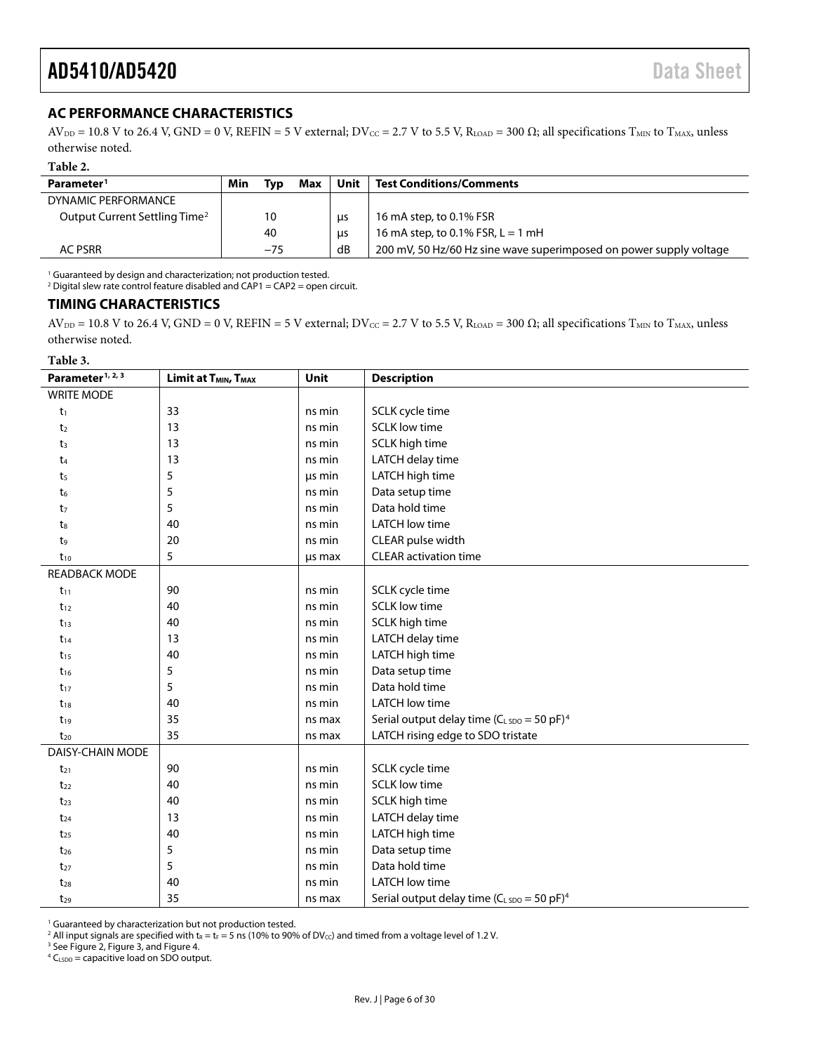## AC PERFORMANCE CHARACTERISTICS

$AV_{DD}$ = 10.8 V to 26.4 V, GND = 0 V, REFIN = 5 V external; $DV_{CC}$ = 2.7 V to 5.5 V, $R_{LOAD}$ = 300 Ω; all specifications $T_{MIN}$ to $T_{MAX}$, unless otherwise noted.

**Table 2.**

| Parameter[1] | Min | Typ | Max | Unit | Test Conditions/Comments |
|---|---|---|---|---|---|
| DYNAMIC PERFORMANCE | | | | | |
| Output Current Settling Time[2] | | 10 | | μs | 16 mA step, to 0.1% FSR |
| | | 40 | | μs | 16 mA step, to 0.1% FSR, L = 1 mH |
| AC PSRR | | −75 | | dB | 200 mV, 50 Hz/60 Hz sine wave superimposed on power supply voltage |

[1] Guaranteed by design and characterization; not production tested.
[2] Digital slew rate control feature disabled and CAP1 = CAP2 = open circuit.

## TIMING CHARACTERISTICS

$AV_{DD}$ = 10.8 V to 26.4 V, GND = 0 V, REFIN = 5 V external; $DV_{CC}$ = 2.7 V to 5.5 V, $R_{LOAD}$ = 300 Ω; all specifications $T_{MIN}$ to $T_{MAX}$, unless otherwise noted.

**Table 3.**

| Parameter[1, 2, 3] | Limit at $T_{MIN}$, $T_{MAX}$ | Unit | Description |
|---|---|---|---|
| WRITE MODE | | | |
| $t_1$ | 33 | ns min | SCLK cycle time |
| $t_2$ | 13 | ns min | SCLK low time |
| $t_3$ | 13 | ns min | SCLK high time |
| $t_4$ | 13 | ns min | LATCH delay time |
| $t_5$ | 5 | μs min | LATCH high time |
| $t_6$ | 5 | ns min | Data setup time |
| $t_7$ | 5 | ns min | Data hold time |
| $t_8$ | 40 | ns min | LATCH low time |
| $t_9$ | 20 | ns min | CLEAR pulse width |
| $t_{10}$ | 5 | μs max | CLEAR activation time |
| READBACK MODE | | | |
| $t_{11}$ | 90 | ns min | SCLK cycle time |
| $t_{12}$ | 40 | ns min | SCLK low time |
| $t_{13}$ | 40 | ns min | SCLK high time |
| $t_{14}$ | 13 | ns min | LATCH delay time |
| $t_{15}$ | 40 | ns min | LATCH high time |
| $t_{16}$ | 5 | ns min | Data setup time |
| $t_{17}$ | 5 | ns min | Data hold time |
| $t_{18}$ | 40 | ns min | LATCH low time |
| $t_{19}$ | 35 | ns max | Serial output delay time ($C_{L\ SDO}$ = 50 pF)[4] |
| $t_{20}$ | 35 | ns max | LATCH rising edge to SDO tristate |
| DAISY-CHAIN MODE | | | |
| $t_{21}$ | 90 | ns min | SCLK cycle time |
| $t_{22}$ | 40 | ns min | SCLK low time |
| $t_{23}$ | 40 | ns min | SCLK high time |
| $t_{24}$ | 13 | ns min | LATCH delay time |
| $t_{25}$ | 40 | ns min | LATCH high time |
| $t_{26}$ | 5 | ns min | Data setup time |
| $t_{27}$ | 5 | ns min | Data hold time |
| $t_{28}$ | 40 | ns min | LATCH low time |
| $t_{29}$ | 35 | ns max | Serial output delay time ($C_{L\ SDO}$ = 50 pF)[4] |

[1] Guaranteed by characterization but not production tested.
[2] All input signals are specified with $t_R = t_F$ = 5 ns (10% to 90% of $DV_{CC}$) and timed from a voltage level of 1.2 V.
[3] See Figure 2, Figure 3, and Figure 4.
[4] $C_{LSDO}$ = capacitive load on SDO output.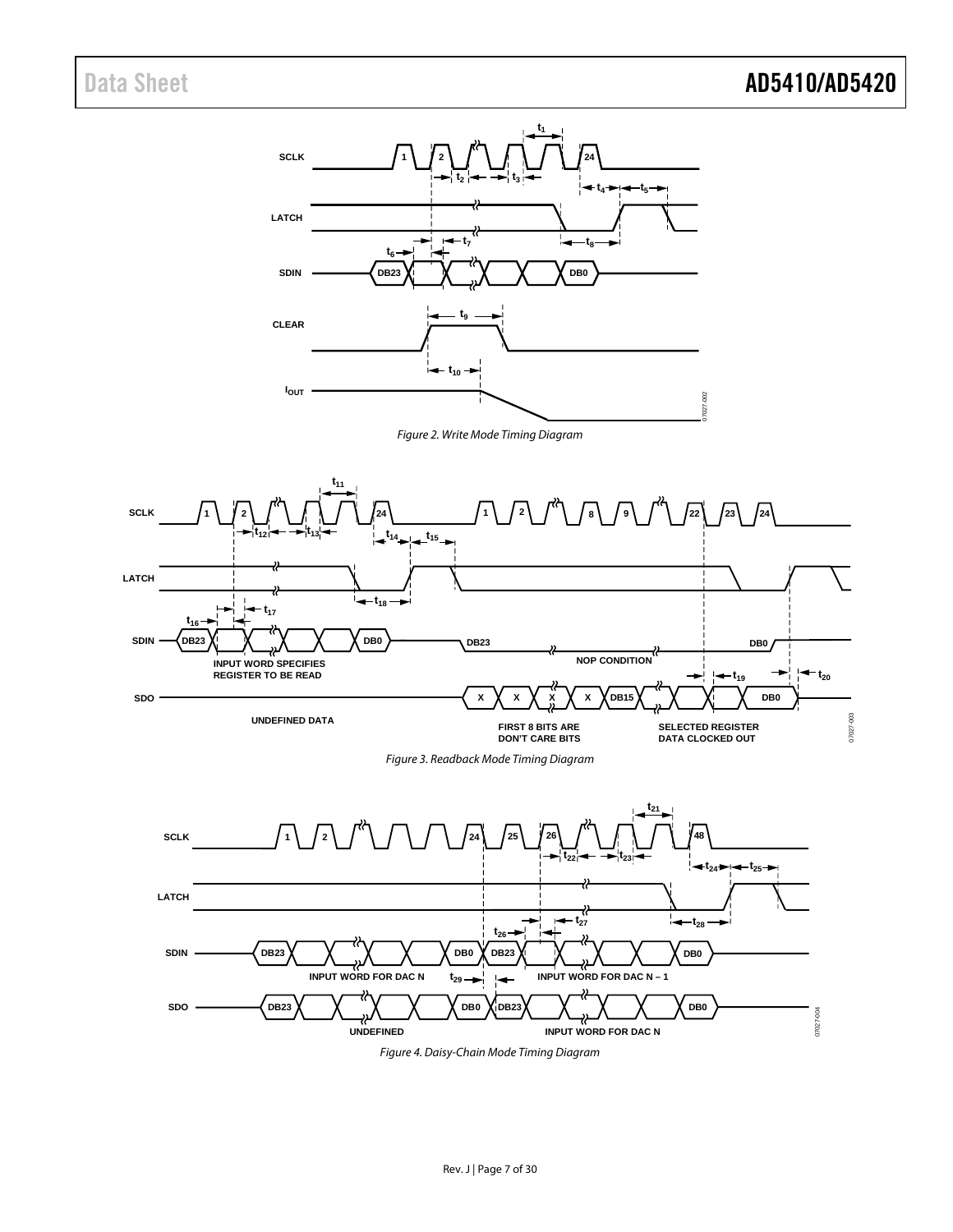Figure 2. Write Mode Timing Diagram

Figure 3. Readback Mode Timing Diagram

Figure 4. Daisy-Chain Mode Timing Diagram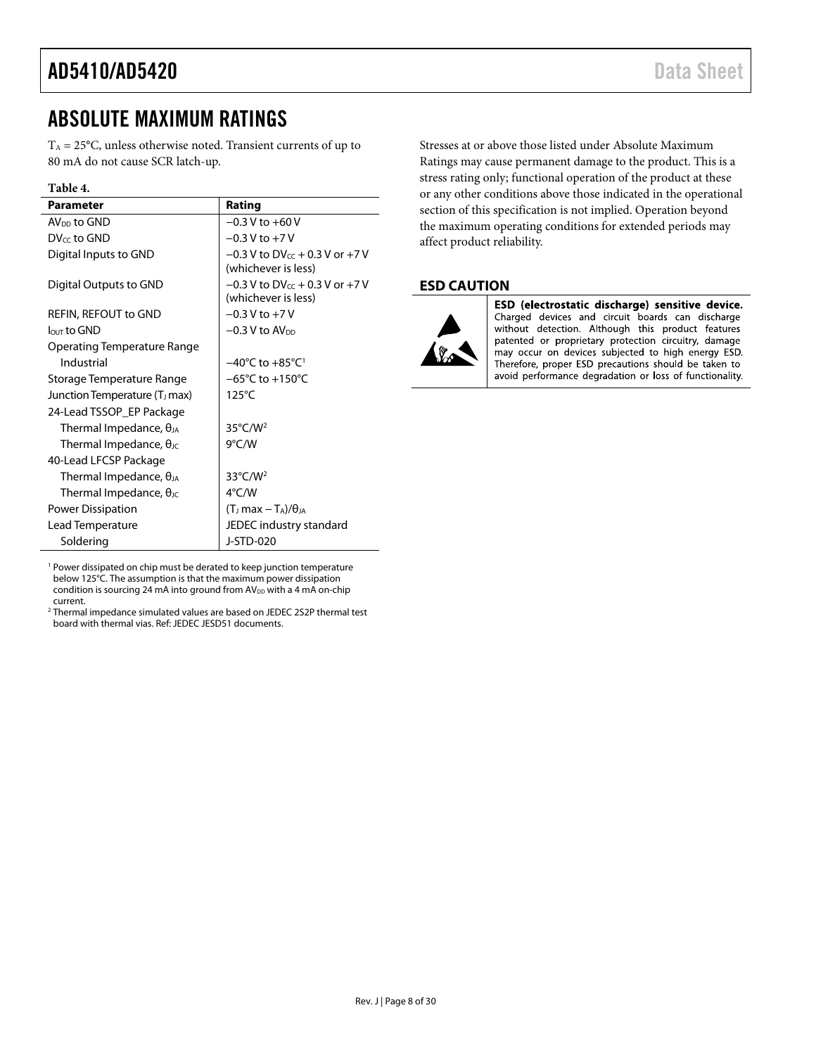# ABSOLUTE MAXIMUM RATINGS

$T_A$ = 25°C, unless otherwise noted. Transient currents of up to 80 mA do not cause SCR latch-up.

**Table 4.**

| Parameter | Rating |
|---|---|
| $AV_{DD}$ to GND | −0.3 V to +60 V |
| $DV_{CC}$ to GND | −0.3 V to +7 V |
| Digital Inputs to GND | −0.3 V to $DV_{CC}$ + 0.3 V or +7 V (whichever is less) |
| Digital Outputs to GND | −0.3 V to $DV_{CC}$ + 0.3 V or +7 V (whichever is less) |
| REFIN, REFOUT to GND | −0.3 V to +7 V |
| $I_{OUT}$ to GND | −0.3 V to $AV_{DD}$ |
| Operating Temperature Range | |
| Industrial | −40°C to +85°C[1] |
| Storage Temperature Range | −65°C to +150°C |
| Junction Temperature ($T_J$ max) | 125°C |
| 24-Lead TSSOP_EP Package | |
| Thermal Impedance, $\theta_{JA}$ | 35°C/W[2] |
| Thermal Impedance, $\theta_{JC}$ | 9°C/W |
| 40-Lead LFCSP Package | |
| Thermal Impedance, $\theta_{JA}$ | 33°C/W[2] |
| Thermal Impedance, $\theta_{JC}$ | 4°C/W |
| Power Dissipation | $(T_J \text{ max} - T_A)/\theta_{JA}$ |
| Lead Temperature | JEDEC industry standard |
| Soldering | J-STD-020 |

[1] Power dissipated on chip must be derated to keep junction temperature below 125°C. The assumption is that the maximum power dissipation condition is sourcing 24 mA into ground from $AV_{DD}$ with a 4 mA on-chip current.

[2] Thermal impedance simulated values are based on JEDEC 2S2P thermal test board with thermal vias. Ref: JEDEC JESD51 documents.

Stresses at or above those listed under Absolute Maximum Ratings may cause permanent damage to the product. This is a stress rating only; functional operation of the product at these or any other conditions above those indicated in the operational section of this specification is not implied. Operation beyond the maximum operating conditions for extended periods may affect product reliability.

## ESD CAUTION

**ESD (electrostatic discharge) sensitive device.** Charged devices and circuit boards can discharge without detection. Although this product features patented or proprietary protection circuitry, damage may occur on devices subjected to high energy ESD. Therefore, proper ESD precautions should be taken to avoid performance degradation or loss of functionality.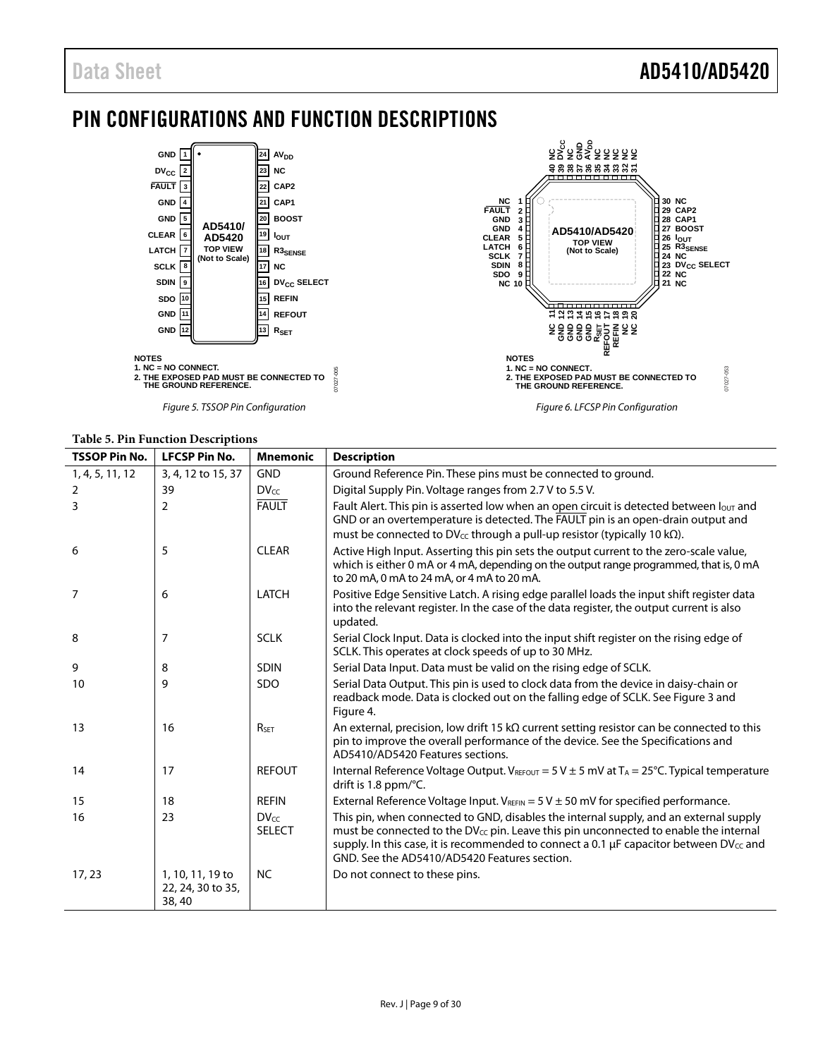# PIN CONFIGURATIONS AND FUNCTION DESCRIPTIONS

Figure 5. TSSOP Pin Configuration

Figure 6. LFCSP Pin Configuration

**Table 5. Pin Function Descriptions**

| TSSOP Pin No. | LFCSP Pin No. | Mnemonic | Description |
|---|---|---|---|
| 1, 4, 5, 11, 12 | 3, 4, 12 to 15, 37 | GND | Ground Reference Pin. These pins must be connected to ground. |
| 2 | 39 | $DV_{CC}$ | Digital Supply Pin. Voltage ranges from 2.7 V to 5.5 V. |
| 3 | 2 | $\overline{FAULT}$ | Fault Alert. This pin is asserted low when an open circuit is detected between $I_{OUT}$ and GND or an overtemperature is detected. The $\overline{FAULT}$ pin is an open-drain output and must be connected to $DV_{CC}$ through a pull-up resistor (typically 10 kΩ). |
| 6 | 5 | CLEAR | Active High Input. Asserting this pin sets the output current to the zero-scale value, which is either 0 mA or 4 mA, depending on the output range programmed, that is, 0 mA to 20 mA, 0 mA to 24 mA, or 4 mA to 20 mA. |
| 7 | 6 | LATCH | Positive Edge Sensitive Latch. A rising edge parallel loads the input shift register data into the relevant register. In the case of the data register, the output current is also updated. |
| 8 | 7 | SCLK | Serial Clock Input. Data is clocked into the input shift register on the rising edge of SCLK. This operates at clock speeds of up to 30 MHz. |
| 9 | 8 | SDIN | Serial Data Input. Data must be valid on the rising edge of SCLK. |
| 10 | 9 | SDO | Serial Data Output. This pin is used to clock data from the device in daisy-chain or readback mode. Data is clocked out on the falling edge of SCLK. See Figure 3 and Figure 4. |
| 13 | 16 | $R_{SET}$ | An external, precision, low drift 15 kΩ current setting resistor can be connected to this pin to improve the overall performance of the device. See the Specifications and AD5410/AD5420 Features sections. |
| 14 | 17 | REFOUT | Internal Reference Voltage Output. $V_{REFOUT}$ = 5 V ± 5 mV at $T_A$ = 25°C. Typical temperature drift is 1.8 ppm/°C. |
| 15 | 18 | REFIN | External Reference Voltage Input. $V_{REFIN}$ = 5 V ± 50 mV for specified performance. |
| 16 | 23 | $DV_{CC}$ SELECT | This pin, when connected to GND, disables the internal supply, and an external supply must be connected to the $DV_{CC}$ pin. Leave this pin unconnected to enable the internal supply. In this case, it is recommended to connect a 0.1 µF capacitor between $DV_{CC}$ and GND. See the AD5410/AD5420 Features section. |
| 17, 23 | 1, 10, 11, 19 to 22, 24, 30 to 35, 38, 40 | NC | Do not connect to these pins. |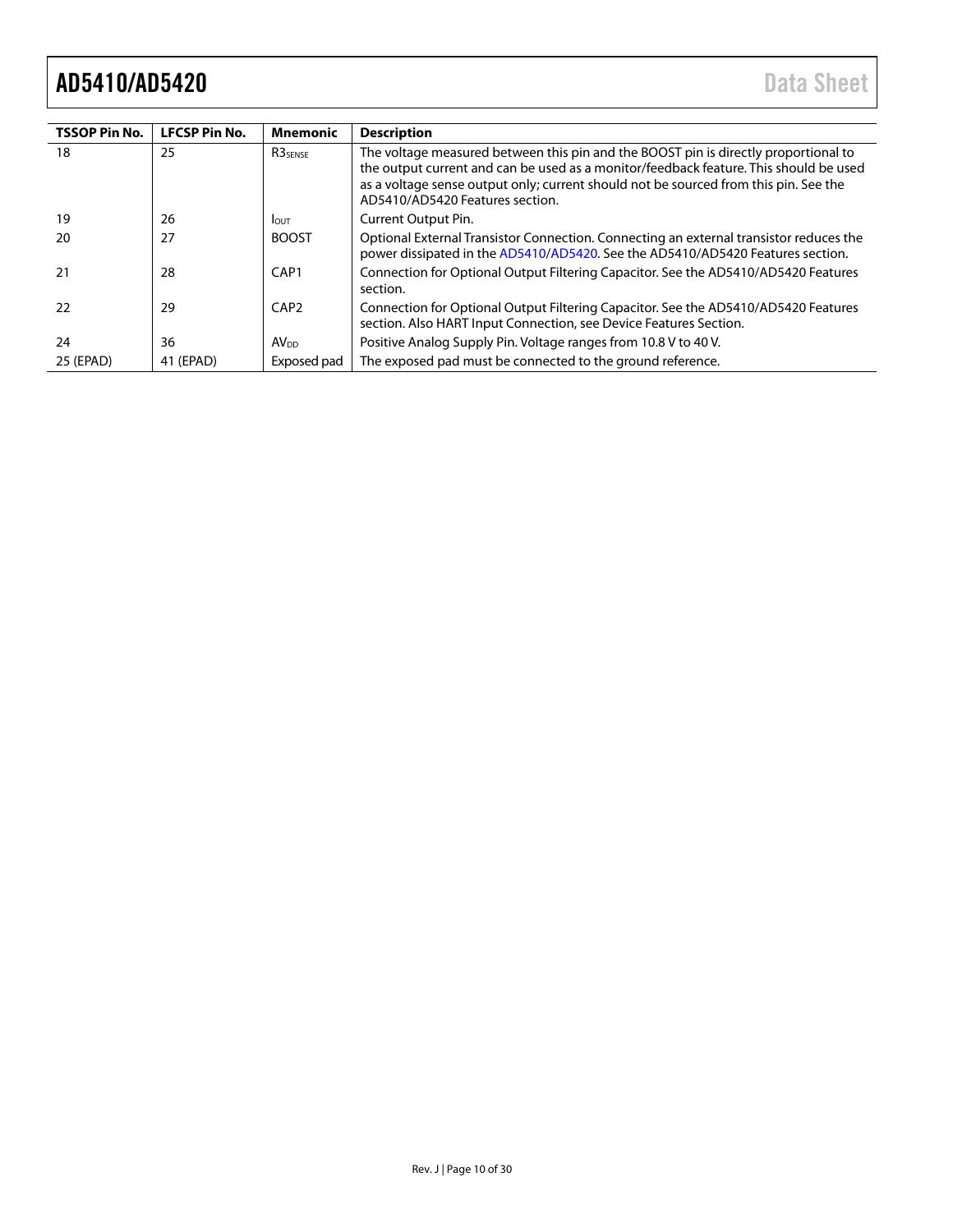| TSSOP Pin No. | LFCSP Pin No. | Mnemonic | Description |
|---|---|---|---|
| 18 | 25 | $R3_{SENSE}$ | The voltage measured between this pin and the BOOST pin is directly proportional to the output current and can be used as a monitor/feedback feature. This should be used as a voltage sense output only; current should not be sourced from this pin. See the AD5410/AD5420 Features section. |
| 19 | 26 | $I_{OUT}$ | Current Output Pin. |
| 20 | 27 | BOOST | Optional External Transistor Connection. Connecting an external transistor reduces the power dissipated in the AD5410/AD5420. See the AD5410/AD5420 Features section. |
| 21 | 28 | CAP1 | Connection for Optional Output Filtering Capacitor. See the AD5410/AD5420 Features section. |
| 22 | 29 | CAP2 | Connection for Optional Output Filtering Capacitor. See the AD5410/AD5420 Features section. Also HART Input Connection, see Device Features Section. |
| 24 | 36 | $AV_{DD}$ | Positive Analog Supply Pin. Voltage ranges from 10.8 V to 40 V. |
| 25 (EPAD) | 41 (EPAD) | Exposed pad | The exposed pad must be connected to the ground reference. |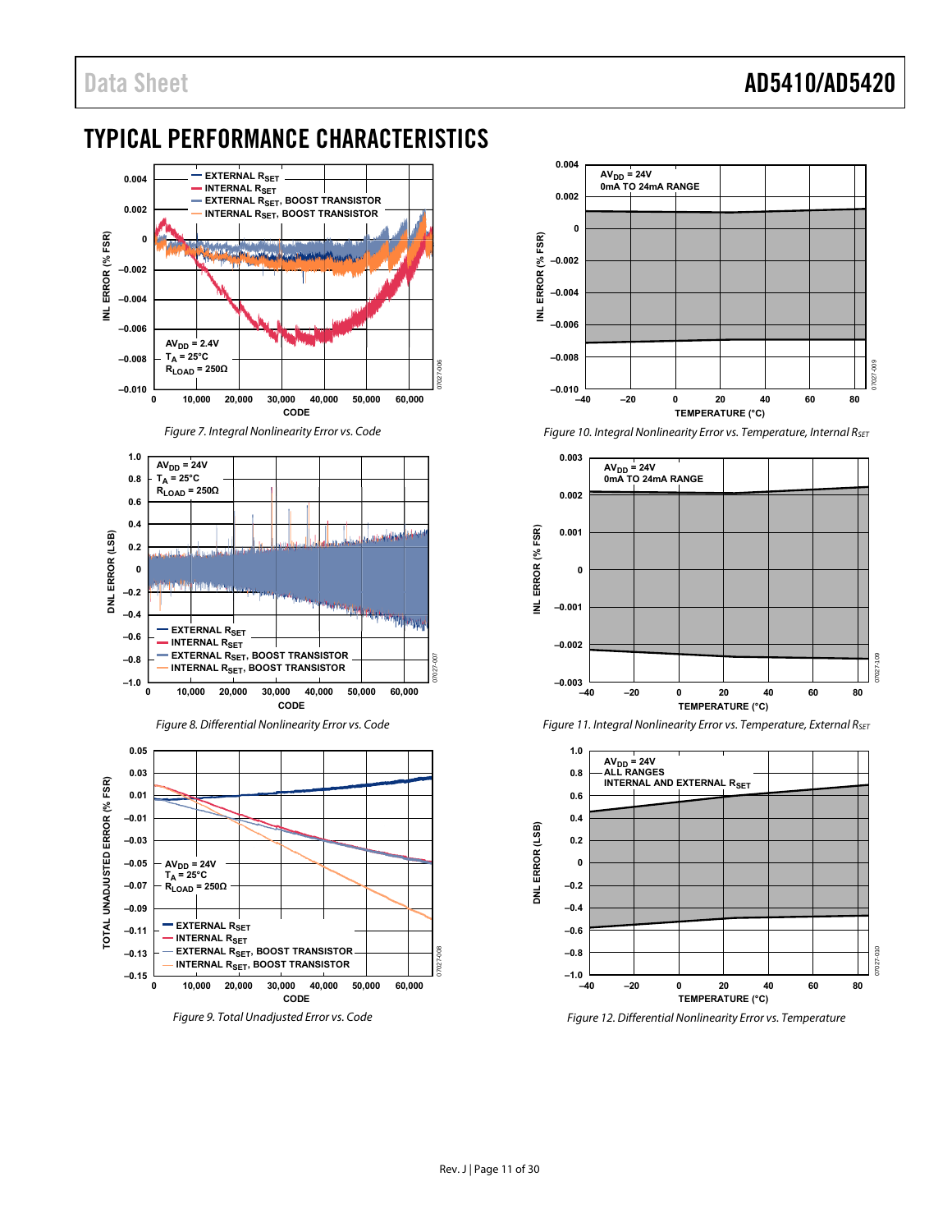## TYPICAL PERFORMANCE CHARACTERISTICS

Figure 7. Integral Nonlinearity Error vs. Code

Figure 8. Differential Nonlinearity Error vs. Code

Figure 9. Total Unadjusted Error vs. Code

Figure 10. Integral Nonlinearity Error vs. Temperature, Internal $R_{SET}$

Figure 11. Integral Nonlinearity Error vs. Temperature, External $R_{SET}$

Figure 12. Differential Nonlinearity Error vs. Temperature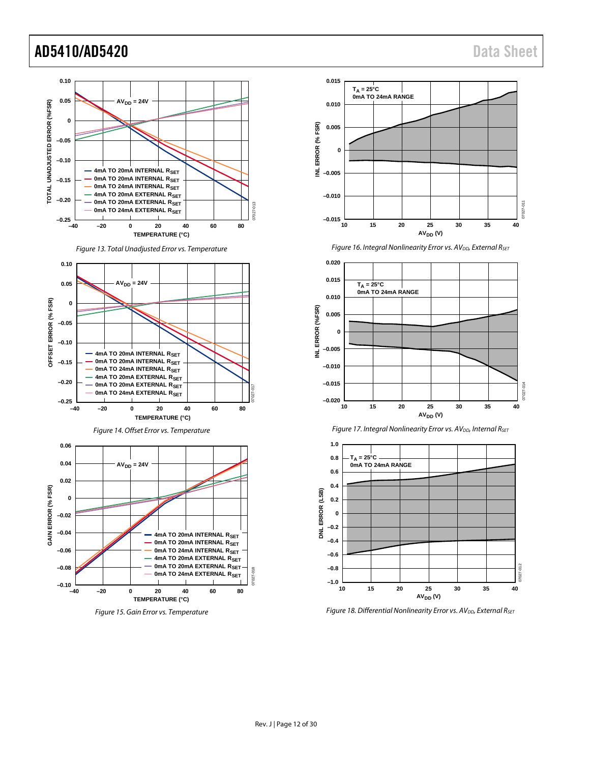Figure 13. Total Unadjusted Error vs. Temperature

Figure 14. Offset Error vs. Temperature

Figure 15. Gain Error vs. Temperature

Figure 16. Integral Nonlinearity Error vs. $AV_{DD}$, External $R_{SET}$

Figure 17. Integral Nonlinearity Error vs. $AV_{DD}$, Internal $R_{SET}$

Figure 18. Differential Nonlinearity Error vs. $AV_{DD}$, External $R_{SET}$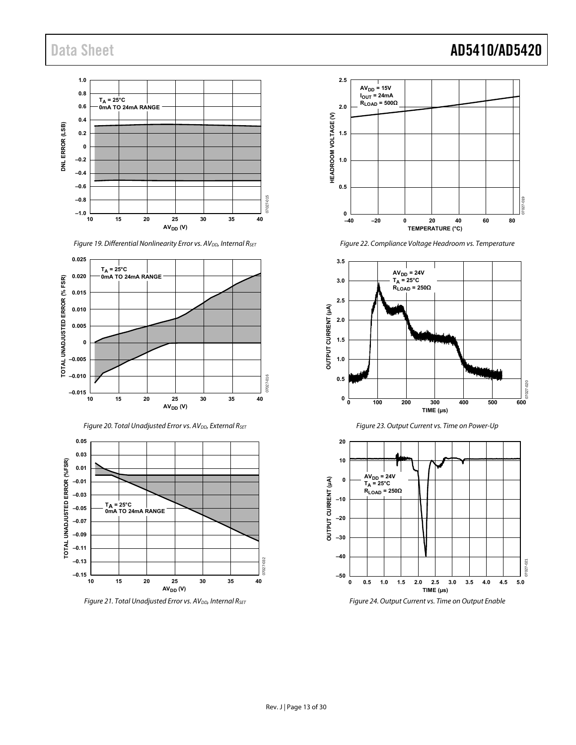Figure 19. Differential Nonlinearity Error vs. $AV_{DD}$, Internal $R_{SET}$

Figure 20. Total Unadjusted Error vs. $AV_{DD}$, External $R_{SET}$

Figure 21. Total Unadjusted Error vs. $AV_{DD}$, Internal $R_{SET}$

Figure 22. Compliance Voltage Headroom vs. Temperature

Figure 23. Output Current vs. Time on Power-Up

Figure 24. Output Current vs. Time on Output Enable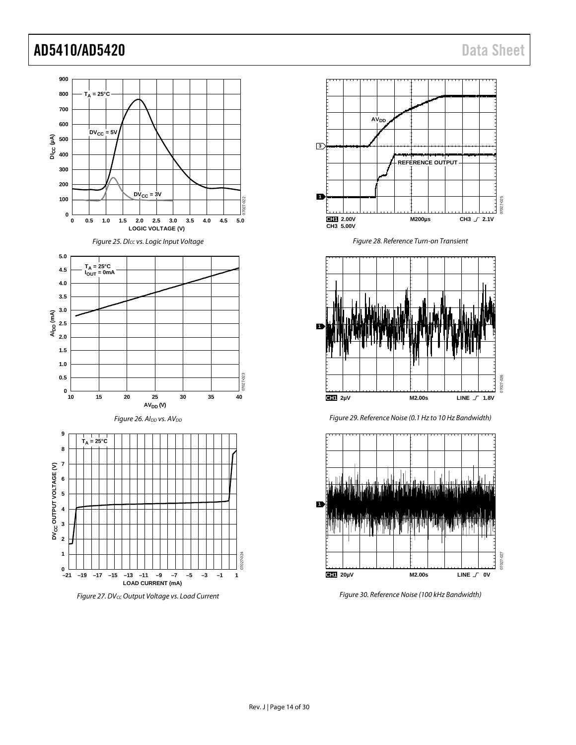Figure 25. $DI_{CC}$ vs. Logic Input Voltage

Figure 26. $AI_{DD}$ vs. $AV_{DD}$

Figure 27. $DV_{CC}$ Output Voltage vs. Load Current

Figure 28. Reference Turn-on Transient

Figure 29. Reference Noise (0.1 Hz to 10 Hz Bandwidth)

Figure 30. Reference Noise (100 kHz Bandwidth)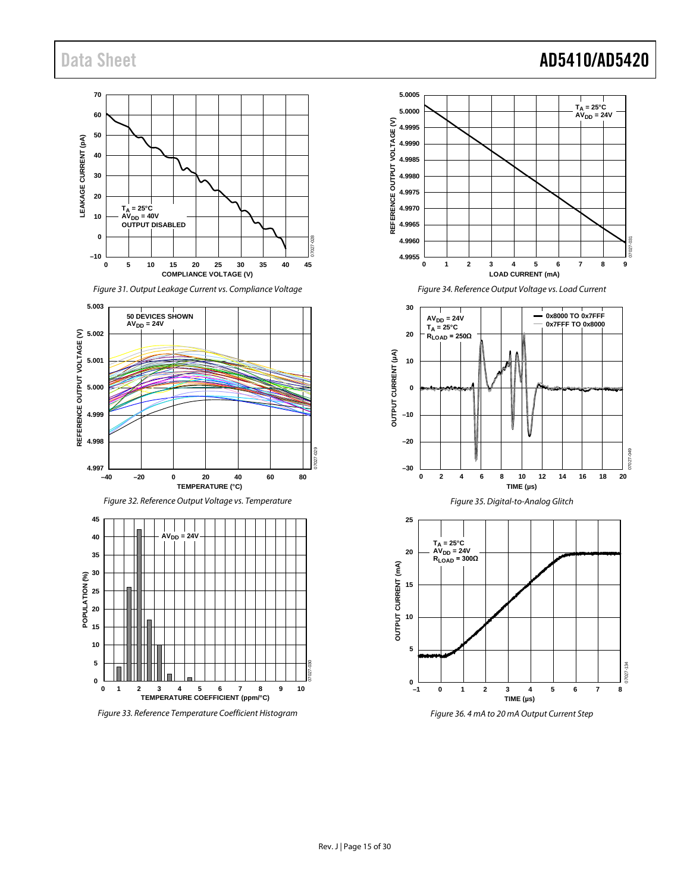Figure 31. Output Leakage Current vs. Compliance Voltage

Figure 32. Reference Output Voltage vs. Temperature

Figure 33. Reference Temperature Coefficient Histogram

Figure 34. Reference Output Voltage vs. Load Current

Figure 35. Digital-to-Analog Glitch

Figure 36. 4 mA to 20 mA Output Current Step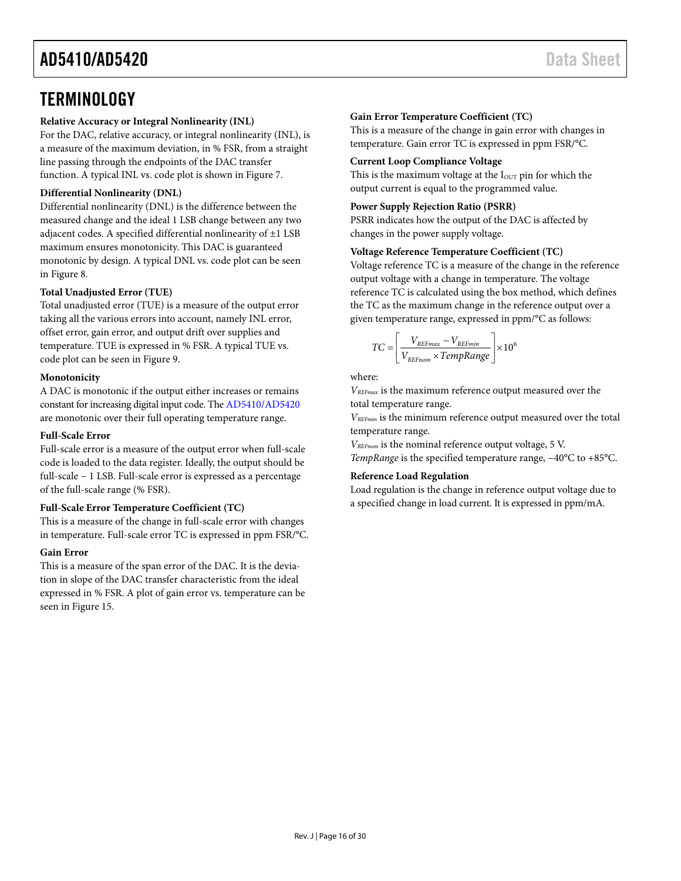# TERMINOLOGY

**Relative Accuracy or Integral Nonlinearity (INL)**

For the DAC, relative accuracy, or integral nonlinearity (INL), is a measure of the maximum deviation, in % FSR, from a straight line passing through the endpoints of the DAC transfer function. A typical INL vs. code plot is shown in Figure 7.

**Differential Nonlinearity (DNL)**

Differential nonlinearity (DNL) is the difference between the measured change and the ideal 1 LSB change between any two adjacent codes. A specified differential nonlinearity of ±1 LSB maximum ensures monotonicity. This DAC is guaranteed monotonic by design. A typical DNL vs. code plot can be seen in Figure 8.

**Total Unadjusted Error (TUE)**

Total unadjusted error (TUE) is a measure of the output error taking all the various errors into account, namely INL error, offset error, gain error, and output drift over supplies and temperature. TUE is expressed in % FSR. A typical TUE vs. code plot can be seen in Figure 9.

**Monotonicity**

A DAC is monotonic if the output either increases or remains constant for increasing digital input code. The AD5410/AD5420 are monotonic over their full operating temperature range.

**Full-Scale Error**

Full-scale error is a measure of the output error when full-scale code is loaded to the data register. Ideally, the output should be full-scale − 1 LSB. Full-scale error is expressed as a percentage of the full-scale range (% FSR).

**Full-Scale Error Temperature Coefficient (TC)**

This is a measure of the change in full-scale error with changes in temperature. Full-scale error TC is expressed in ppm FSR/°C.

**Gain Error**

This is a measure of the span error of the DAC. It is the deviation in slope of the DAC transfer characteristic from the ideal expressed in % FSR. A plot of gain error vs. temperature can be seen in Figure 15.

**Gain Error Temperature Coefficient (TC)**

This is a measure of the change in gain error with changes in temperature. Gain error TC is expressed in ppm FSR/°C.

**Current Loop Compliance Voltage**

This is the maximum voltage at the $I_{OUT}$ pin for which the output current is equal to the programmed value.

**Power Supply Rejection Ratio (PSRR)**

PSRR indicates how the output of the DAC is affected by changes in the power supply voltage.

**Voltage Reference Temperature Coefficient (TC)**

Voltage reference TC is a measure of the change in the reference output voltage with a change in temperature. The voltage reference TC is calculated using the box method, which defines the TC as the maximum change in the reference output over a given temperature range, expressed in ppm/°C as follows:

$$TC = \left[ \frac{V_{REFmax} - V_{REFmin}}{V_{REFnom} \times TempRange} \right] \times 10^6$$

where:

$V_{REFmax}$ is the maximum reference output measured over the total temperature range.

$V_{REFmin}$ is the minimum reference output measured over the total temperature range.

$V_{REFnom}$ is the nominal reference output voltage, 5 V.

*TempRange* is the specified temperature range, −40°C to +85°C.

**Reference Load Regulation**

Load regulation is the change in reference output voltage due to a specified change in load current. It is expressed in ppm/mA.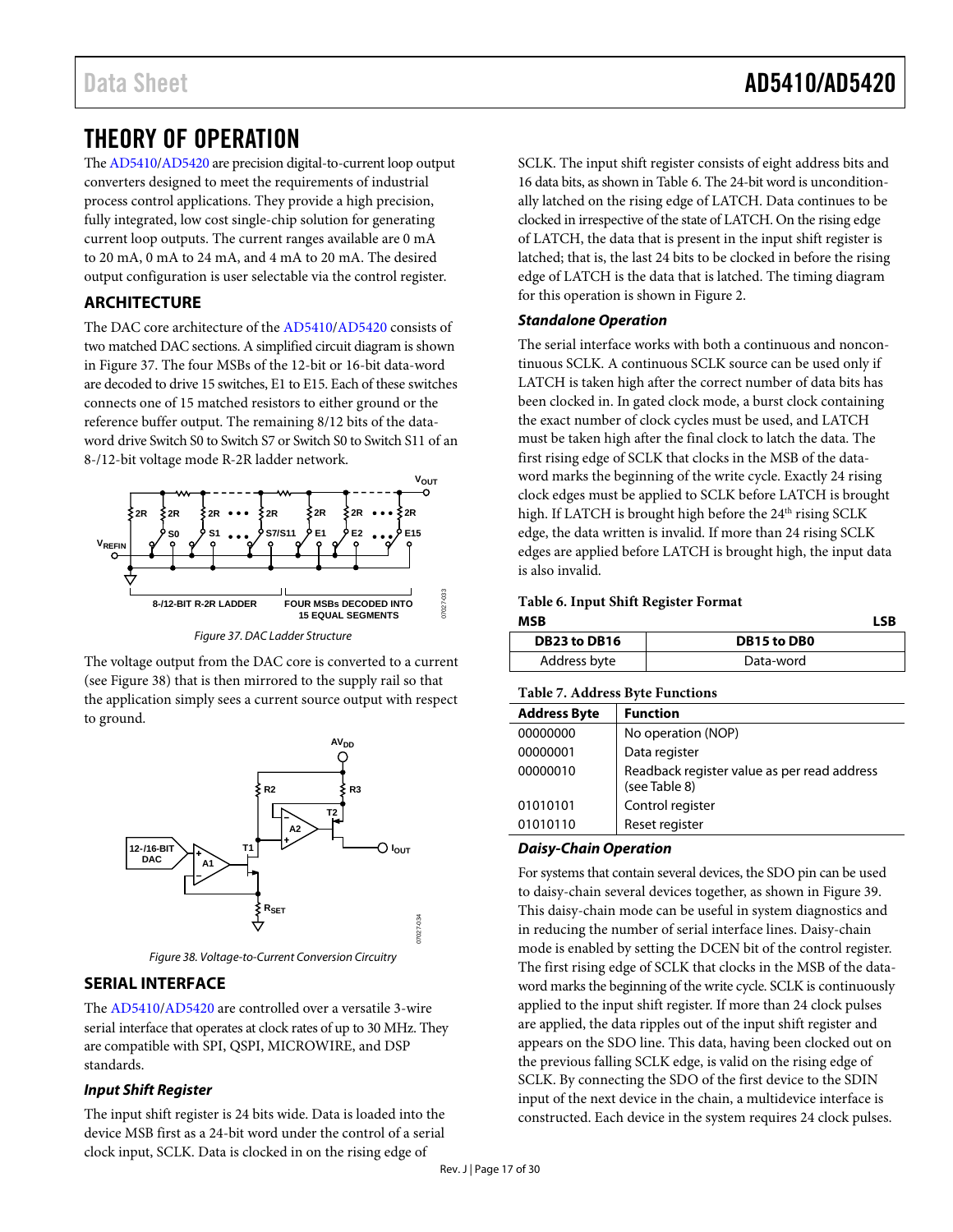# THEORY OF OPERATION

The AD5410/AD5420 are precision digital-to-current loop output converters designed to meet the requirements of industrial process control applications. They provide a high precision, fully integrated, low cost single-chip solution for generating current loop outputs. The current ranges available are 0 mA to 20 mA, 0 mA to 24 mA, and 4 mA to 20 mA. The desired output configuration is user selectable via the control register.

## ARCHITECTURE

The DAC core architecture of the AD5410/AD5420 consists of two matched DAC sections. A simplified circuit diagram is shown in Figure 37. The four MSBs of the 12-bit or 16-bit data-word are decoded to drive 15 switches, E1 to E15. Each of these switches connects one of 15 matched resistors to either ground or the reference buffer output. The remaining 8/12 bits of the data-word drive Switch S0 to Switch S7 or Switch S0 to Switch S11 of an 8-/12-bit voltage mode R-2R ladder network.

Figure 37. DAC Ladder Structure

The voltage output from the DAC core is converted to a current (see Figure 38) that is then mirrored to the supply rail so that the application simply sees a current source output with respect to ground.

Figure 38. Voltage-to-Current Conversion Circuitry

## SERIAL INTERFACE

The AD5410/AD5420 are controlled over a versatile 3-wire serial interface that operates at clock rates of up to 30 MHz. They are compatible with SPI, QSPI, MICROWIRE, and DSP standards.

### *Input Shift Register*

The input shift register is 24 bits wide. Data is loaded into the device MSB first as a 24-bit word under the control of a serial clock input, SCLK. Data is clocked in on the rising edge of SCLK. The input shift register consists of eight address bits and 16 data bits, as shown in Table 6. The 24-bit word is unconditionally latched on the rising edge of LATCH. Data continues to be clocked in irrespective of the state of LATCH. On the rising edge of LATCH, the data that is present in the input shift register is latched; that is, the last 24 bits to be clocked in before the rising edge of LATCH is the data that is latched. The timing diagram for this operation is shown in Figure 2.

### *Standalone Operation*

The serial interface works with both a continuous and noncontinuous SCLK. A continuous SCLK source can be used only if LATCH is taken high after the correct number of data bits has been clocked in. In gated clock mode, a burst clock containing the exact number of clock cycles must be used, and LATCH must be taken high after the final clock to latch the data. The first rising edge of SCLK that clocks in the MSB of the data-word marks the beginning of the write cycle. Exactly 24 rising clock edges must be applied to SCLK before LATCH is brought high. If LATCH is brought high before the 24th rising SCLK edge, the data written is invalid. If more than 24 rising SCLK edges are applied before LATCH is brought high, the input data is also invalid.

**Table 6. Input Shift Register Format**

| MSB | LSB |
|---|---|
| **DB23 to DB16** | **DB15 to DB0** |
| Address byte | Data-word |

**Table 7. Address Byte Functions**

| Address Byte | Function |
|---|---|
| 00000000 | No operation (NOP) |
| 00000001 | Data register |
| 00000010 | Readback register value as per read address (see Table 8) |
| 01010101 | Control register |
| 01010110 | Reset register |

### *Daisy-Chain Operation*

For systems that contain several devices, the SDO pin can be used to daisy-chain several devices together, as shown in Figure 39. This daisy-chain mode can be useful in system diagnostics and in reducing the number of serial interface lines. Daisy-chain mode is enabled by setting the DCEN bit of the control register. The first rising edge of SCLK that clocks in the MSB of the data-word marks the beginning of the write cycle. SCLK is continuously applied to the input shift register. If more than 24 clock pulses are applied, the data ripples out of the input shift register and appears on the SDO line. This data, having been clocked out on the previous falling SCLK edge, is valid on the rising edge of SCLK. By connecting the SDO of the first device to the SDIN input of the next device in the chain, a multidevice interface is constructed. Each device in the system requires 24 clock pulses.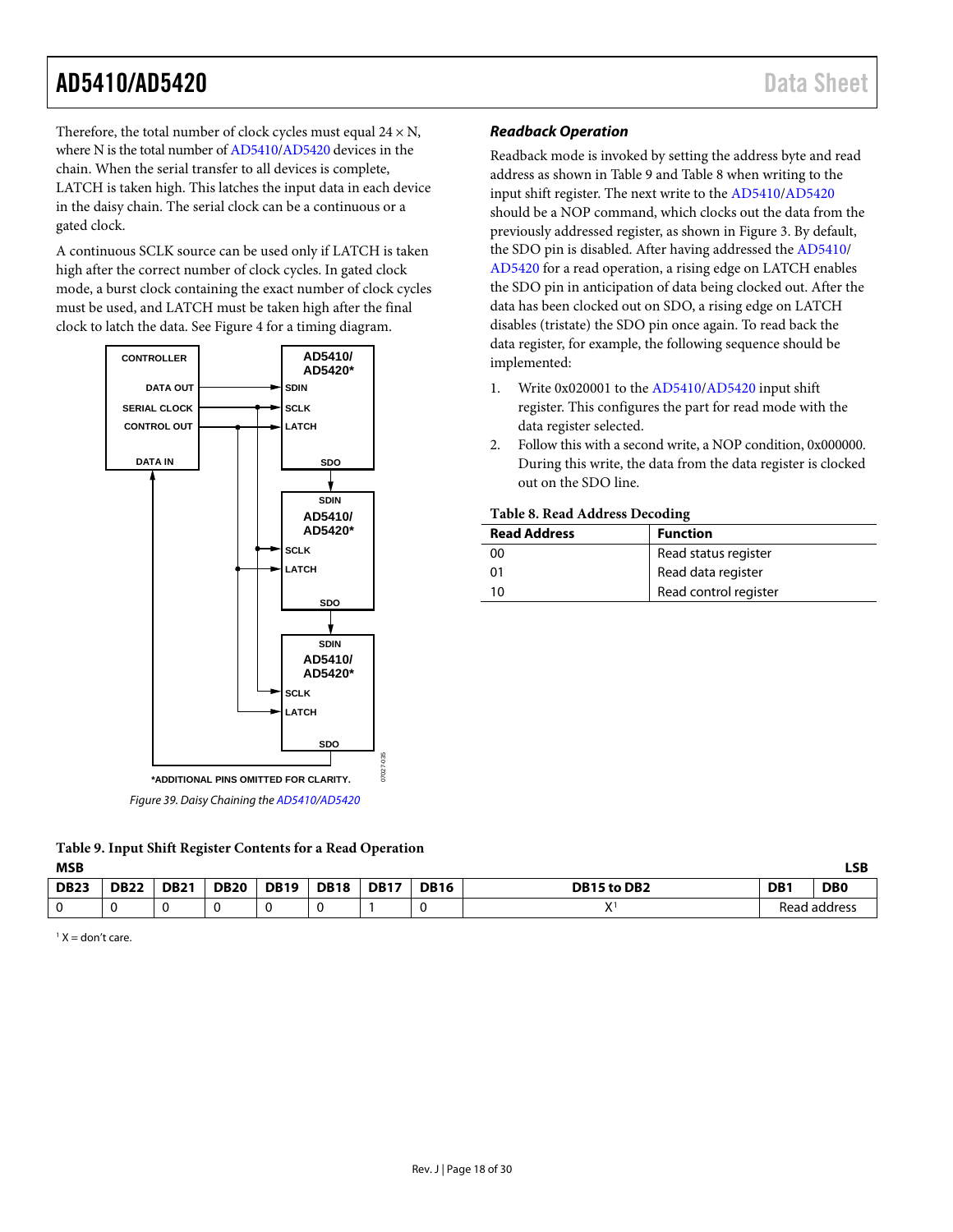Therefore, the total number of clock cycles must equal 24 × N, where N is the total number of AD5410/AD5420 devices in the chain. When the serial transfer to all devices is complete, LATCH is taken high. This latches the input data in each device in the daisy chain. The serial clock can be a continuous or a gated clock.

A continuous SCLK source can be used only if LATCH is taken high after the correct number of clock cycles. In gated clock mode, a burst clock containing the exact number of clock cycles must be used, and LATCH must be taken high after the final clock to latch the data. See Figure 4 for a timing diagram.

*ADDITIONAL PINS OMITTED FOR CLARITY.

Figure 39. Daisy Chaining the AD5410/AD5420

### Readback Operation

Readback mode is invoked by setting the address byte and read address as shown in Table 9 and Table 8 when writing to the input shift register. The next write to the AD5410/AD5420 should be a NOP command, which clocks out the data from the previously addressed register, as shown in Figure 3. By default, the SDO pin is disabled. After having addressed the AD5410/AD5420 for a read operation, a rising edge on LATCH enables the SDO pin in anticipation of data being clocked out. After the data has been clocked out on SDO, a rising edge on LATCH disables (tristate) the SDO pin once again. To read back the data register, for example, the following sequence should be implemented:

1. Write 0x020001 to the AD5410/AD5420 input shift register. This configures the part for read mode with the data register selected.
2. Follow this with a second write, a NOP condition, 0x000000. During this write, the data from the data register is clocked out on the SDO line.

**Table 8. Read Address Decoding**

| Read Address | Function |
|---|---|
| 00 | Read status register |
| 01 | Read data register |
| 10 | Read control register |

**Table 9. Input Shift Register Contents for a Read Operation**

MSB → LSB

| DB23 | DB22 | DB21 | DB20 | DB19 | DB18 | DB17 | DB16 | DB15 to DB2 | DB1 | DB0 |
|---|---|---|---|---|---|---|---|---|---|---|
| 0 | 0 | 0 | 0 | 0 | 0 | 1 | 0 | X[1] | Read address | |

[1] X = don't care.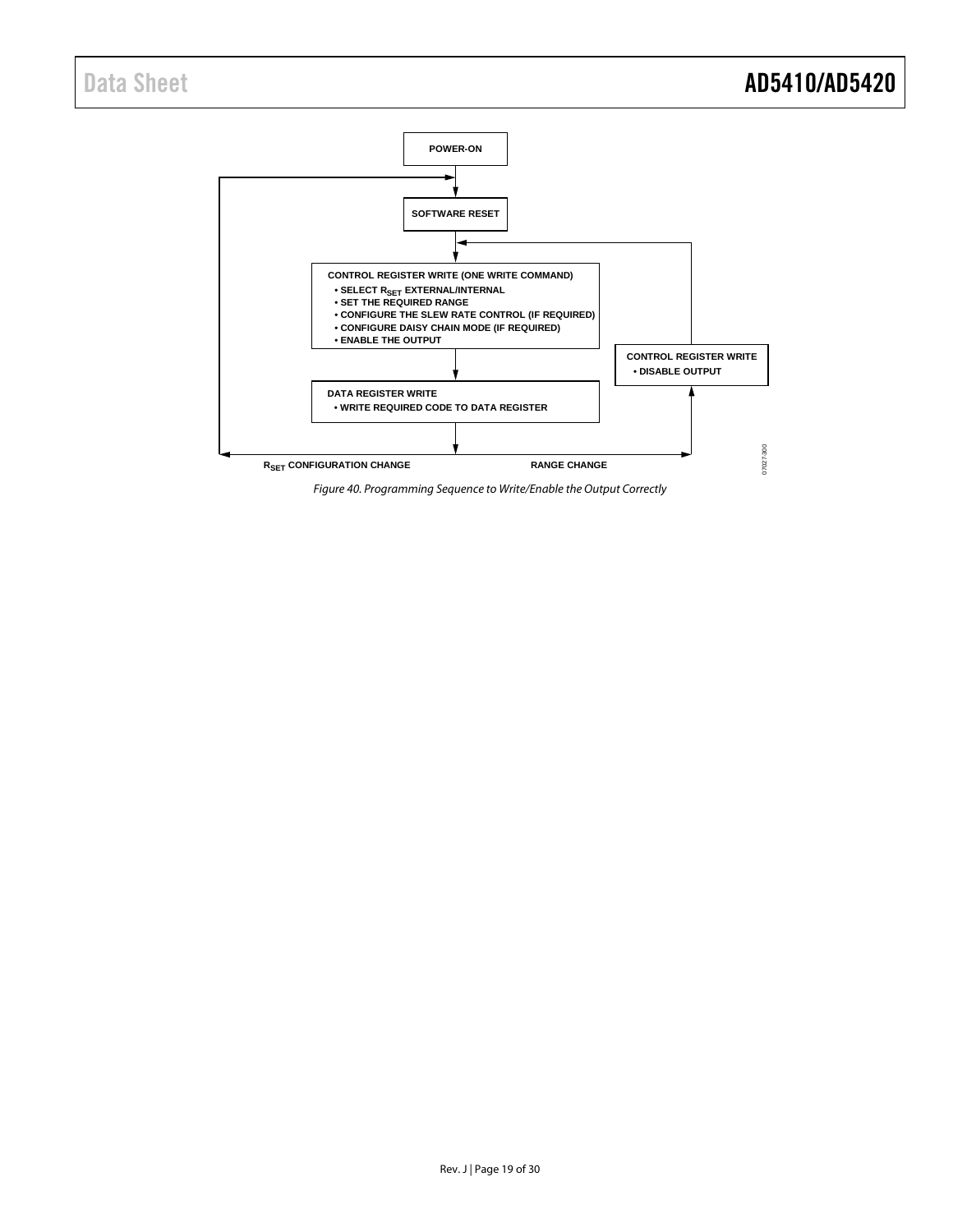POWER-ON

SOFTWARE RESET

CONTROL REGISTER WRITE (ONE WRITE COMMAND)
- SELECT $R_{SET}$ EXTERNAL/INTERNAL
- SET THE REQUIRED RANGE
- CONFIGURE THE SLEW RATE CONTROL (IF REQUIRED)
- CONFIGURE DAISY CHAIN MODE (IF REQUIRED)
- ENABLE THE OUTPUT

DATA REGISTER WRITE
- WRITE REQUIRED CODE TO DATA REGISTER

CONTROL REGISTER WRITE
- DISABLE OUTPUT

$R_{SET}$ CONFIGURATION CHANGE

RANGE CHANGE

07027-300

*Figure 40. Programming Sequence to Write/Enable the Output Correctly*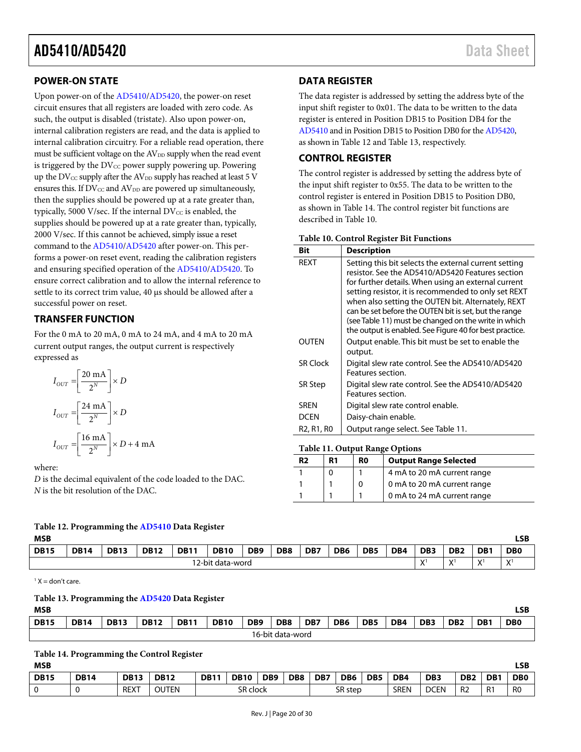## POWER-ON STATE

Upon power-on of the AD5410/AD5420, the power-on reset circuit ensures that all registers are loaded with zero code. As such, the output is disabled (tristate). Also upon power-on, internal calibration registers are read, and the data is applied to internal calibration circuitry. For a reliable read operation, there must be sufficient voltage on the $AV_{DD}$ supply when the read event is triggered by the $DV_{CC}$ power supply powering up. Powering up the $DV_{CC}$ supply after the $AV_{DD}$ supply has reached at least 5 V ensures this. If $DV_{CC}$ and $AV_{DD}$ are powered up simultaneously, then the supplies should be powered up at a rate greater than, typically, 5000 V/sec. If the internal $DV_{CC}$ is enabled, the supplies should be powered up at a rate greater than, typically, 2000 V/sec. If this cannot be achieved, simply issue a reset command to the AD5410/AD5420 after power-on. This performs a power-on reset event, reading the calibration registers and ensuring specified operation of the AD5410/AD5420. To ensure correct calibration and to allow the internal reference to settle to its correct trim value, 40 µs should be allowed after a successful power on reset.

## TRANSFER FUNCTION

For the 0 mA to 20 mA, 0 mA to 24 mA, and 4 mA to 20 mA current output ranges, the output current is respectively expressed as

$$I_{OUT} = \left[\frac{20\text{ mA}}{2^N}\right] \times D$$

$$I_{OUT} = \left[\frac{24\text{ mA}}{2^N}\right] \times D$$

$$I_{OUT} = \left[\frac{16\text{ mA}}{2^N}\right] \times D + 4\text{ mA}$$

where:
*D* is the decimal equivalent of the code loaded to the DAC.
*N* is the bit resolution of the DAC.

## DATA REGISTER

The data register is addressed by setting the address byte of the input shift register to 0x01. The data to be written to the data register is entered in Position DB15 to Position DB4 for the AD5410 and in Position DB15 to Position DB0 for the AD5420, as shown in Table 12 and Table 13, respectively.

## CONTROL REGISTER

The control register is addressed by setting the address byte of the input shift register to 0x55. The data to be written to the control register is entered in Position DB15 to Position DB0, as shown in Table 14. The control register bit functions are described in Table 10.

**Table 10. Control Register Bit Functions**

| Bit | Description |
|---|---|
| REXT | Setting this bit selects the external current setting resistor. See the AD5410/AD5420 Features section for further details. When using an external current setting resistor, it is recommended to only set REXT when also setting the OUTEN bit. Alternately, REXT can be set before the OUTEN bit is set, but the range (see Table 11) must be changed on the write in which the output is enabled. See Figure 40 for best practice. |
| OUTEN | Output enable. This bit must be set to enable the output. |
| SR Clock | Digital slew rate control. See the AD5410/AD5420 Features section. |
| SR Step | Digital slew rate control. See the AD5410/AD5420 Features section. |
| SREN | Digital slew rate control enable. |
| DCEN | Daisy-chain enable. |
| R2, R1, R0 | Output range select. See Table 11. |

**Table 11. Output Range Options**

| R2 | R1 | R0 | Output Range Selected |
|---|---|---|---|
| 1 | 0 | 1 | 4 mA to 20 mA current range |
| 1 | 1 | 0 | 0 mA to 20 mA current range |
| 1 | 1 | 1 | 0 mA to 24 mA current range |

**Table 12. Programming the AD5410 Data Register**

| MSB DB15 | DB14 | DB13 | DB12 | DB11 | DB10 | DB9 | DB8 | DB7 | DB6 | DB5 | DB4 | DB3 | DB2 | DB1 | LSB DB0 |
|---|---|---|---|---|---|---|---|---|---|---|---|---|---|---|---|
| 12-bit data-word | | | | | | | | | | | | X[1] | X[1] | X[1] | X[1] |

[1] X = don't care.

**Table 13. Programming the AD5420 Data Register**

| MSB DB15 | DB14 | DB13 | DB12 | DB11 | DB10 | DB9 | DB8 | DB7 | DB6 | DB5 | DB4 | DB3 | DB2 | DB1 | LSB DB0 |
|---|---|---|---|---|---|---|---|---|---|---|---|---|---|---|---|
| 16-bit data-word | | | | | | | | | | | | | | | |

**Table 14. Programming the Control Register**

| MSB DB15 | DB14 | DB13 | DB12 | DB11 | DB10 | DB9 | DB8 | DB7 | DB6 | DB5 | DB4 | DB3 | DB2 | DB1 | LSB DB0 |
|---|---|---|---|---|---|---|---|---|---|---|---|---|---|---|---|
| 0 | 0 | REXT | OUTEN | SR clock | | | | SR step | | | SREN | DCEN | R2 | R1 | R0 |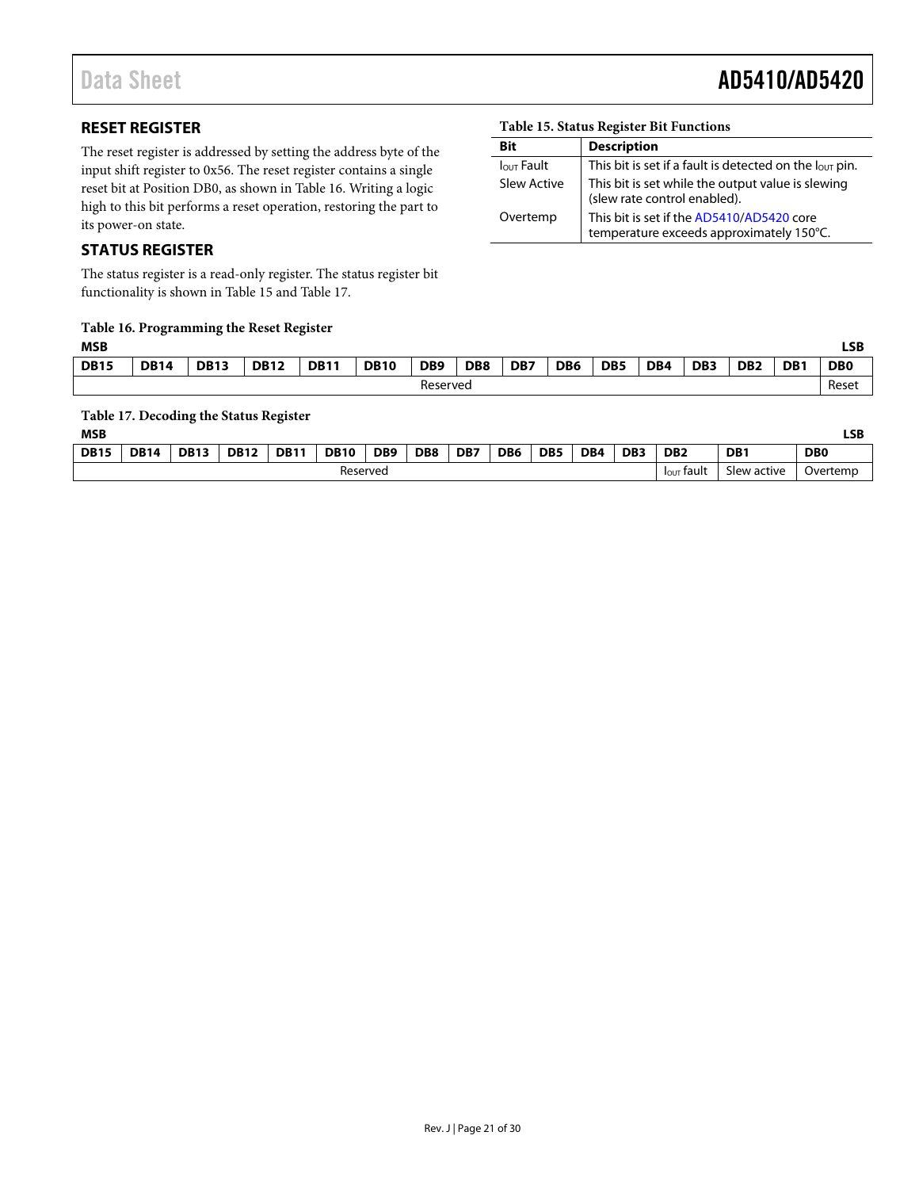## RESET REGISTER

The reset register is addressed by setting the address byte of the input shift register to 0x56. The reset register contains a single reset bit at Position DB0, as shown in Table 16. Writing a logic high to this bit performs a reset operation, restoring the part to its power-on state.

## STATUS REGISTER

The status register is a read-only register. The status register bit functionality is shown in Table 15 and Table 17.

**Table 15. Status Register Bit Functions**

| Bit | Description |
|---|---|
| $I_{OUT}$ Fault | This bit is set if a fault is detected on the $I_{OUT}$ pin. |
| Slew Active | This bit is set while the output value is slewing (slew rate control enabled). |
| Overtemp | This bit is set if the AD5410/AD5420 core temperature exceeds approximately 150°C. |

**Table 16. Programming the Reset Register**

| MSB | | | | | | | | | | | | | | | LSB |
|---|---|---|---|---|---|---|---|---|---|---|---|---|---|---|---|
| **DB15** | **DB14** | **DB13** | **DB12** | **DB11** | **DB10** | **DB9** | **DB8** | **DB7** | **DB6** | **DB5** | **DB4** | **DB3** | **DB2** | **DB1** | **DB0** |
| Reserved | | | | | | | | | | | | | | | Reset |

**Table 17. Decoding the Status Register**

| MSB | | | | | | | | | | | | | | | LSB |
|---|---|---|---|---|---|---|---|---|---|---|---|---|---|---|---|
| **DB15** | **DB14** | **DB13** | **DB12** | **DB11** | **DB10** | **DB9** | **DB8** | **DB7** | **DB6** | **DB5** | **DB4** | **DB3** | **DB2** | **DB1** | **DB0** |
| Reserved | | | | | | | | | | | | | $I_{OUT}$ fault | Slew active | Overtemp |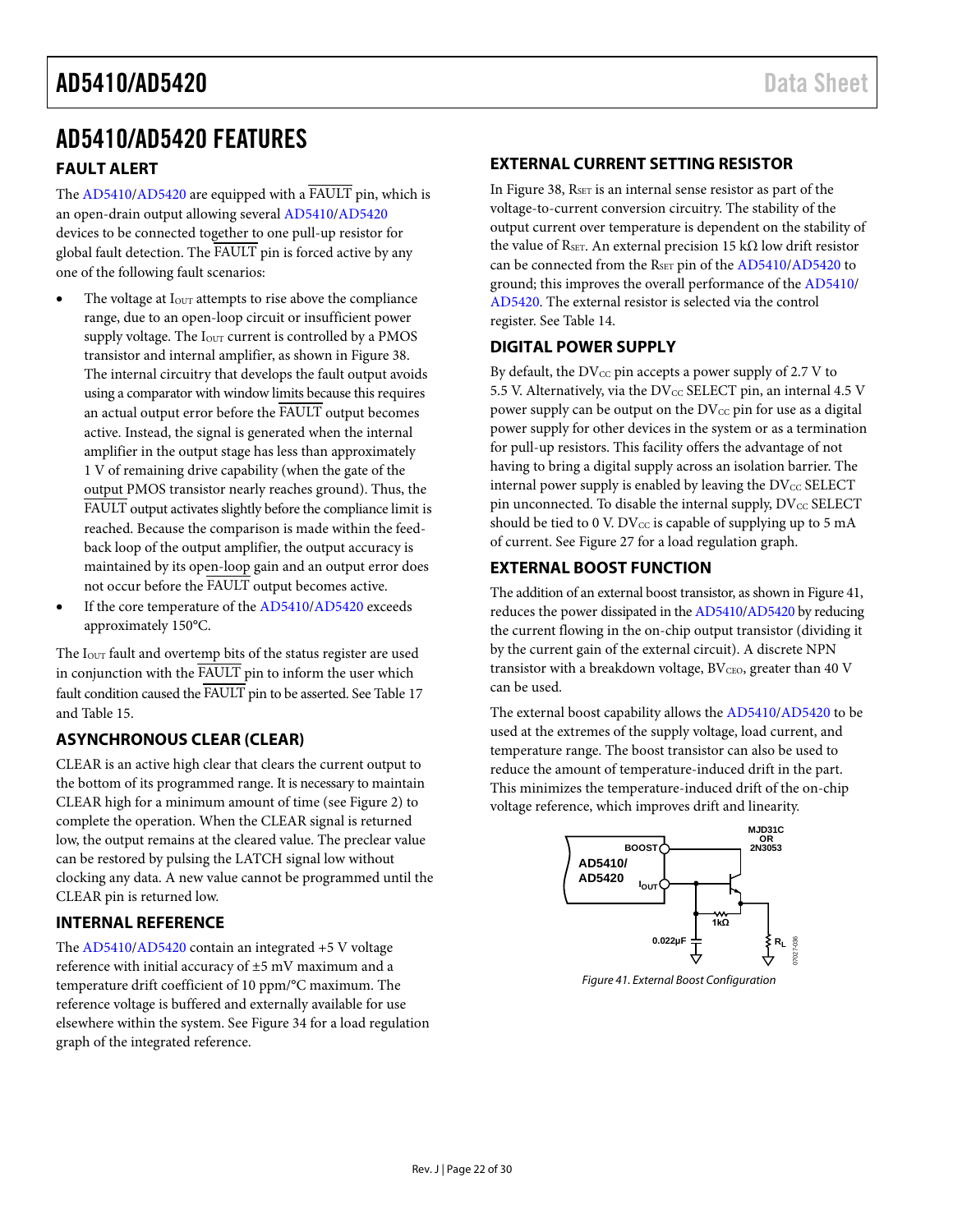# AD5410/AD5420 FEATURES

## FAULT ALERT

The AD5410/AD5420 are equipped with a FAULT pin, which is an open-drain output allowing several AD5410/AD5420 devices to be connected together to one pull-up resistor for global fault detection. The FAULT pin is forced active by any one of the following fault scenarios:

- The voltage at $I_{OUT}$ attempts to rise above the compliance range, due to an open-loop circuit or insufficient power supply voltage. The $I_{OUT}$ current is controlled by a PMOS transistor and internal amplifier, as shown in Figure 38. The internal circuitry that develops the fault output avoids using a comparator with window limits because this requires an actual output error before the FAULT output becomes active. Instead, the signal is generated when the internal amplifier in the output stage has less than approximately 1 V of remaining drive capability (when the gate of the output PMOS transistor nearly reaches ground). Thus, the FAULT output activates slightly before the compliance limit is reached. Because the comparison is made within the feedback loop of the output amplifier, the output accuracy is maintained by its open-loop gain and an output error does not occur before the FAULT output becomes active.
- If the core temperature of the AD5410/AD5420 exceeds approximately 150°C.

The $I_{OUT}$ fault and overtemp bits of the status register are used in conjunction with the FAULT pin to inform the user which fault condition caused the FAULT pin to be asserted. See Table 17 and Table 15.

## ASYNCHRONOUS CLEAR (CLEAR)

CLEAR is an active high clear that clears the current output to the bottom of its programmed range. It is necessary to maintain CLEAR high for a minimum amount of time (see Figure 2) to complete the operation. When the CLEAR signal is returned low, the output remains at the cleared value. The preclear value can be restored by pulsing the LATCH signal low without clocking any data. A new value cannot be programmed until the CLEAR pin is returned low.

## INTERNAL REFERENCE

The AD5410/AD5420 contain an integrated +5 V voltage reference with initial accuracy of ±5 mV maximum and a temperature drift coefficient of 10 ppm/°C maximum. The reference voltage is buffered and externally available for use elsewhere within the system. See Figure 34 for a load regulation graph of the integrated reference.

## EXTERNAL CURRENT SETTING RESISTOR

In Figure 38, $R_{SET}$ is an internal sense resistor as part of the voltage-to-current conversion circuitry. The stability of the output current over temperature is dependent on the stability of the value of $R_{SET}$. An external precision 15 kΩ low drift resistor can be connected from the $R_{SET}$ pin of the AD5410/AD5420 to ground; this improves the overall performance of the AD5410/AD5420. The external resistor is selected via the control register. See Table 14.

## DIGITAL POWER SUPPLY

By default, the $DV_{CC}$ pin accepts a power supply of 2.7 V to 5.5 V. Alternatively, via the $DV_{CC}$ SELECT pin, an internal 4.5 V power supply can be output on the $DV_{CC}$ pin for use as a digital power supply for other devices in the system or as a termination for pull-up resistors. This facility offers the advantage of not having to bring a digital supply across an isolation barrier. The internal power supply is enabled by leaving the $DV_{CC}$ SELECT pin unconnected. To disable the internal supply, $DV_{CC}$ SELECT should be tied to 0 V. $DV_{CC}$ is capable of supplying up to 5 mA of current. See Figure 27 for a load regulation graph.

## EXTERNAL BOOST FUNCTION

The addition of an external boost transistor, as shown in Figure 41, reduces the power dissipated in the AD5410/AD5420 by reducing the current flowing in the on-chip output transistor (dividing it by the current gain of the external circuit). A discrete NPN transistor with a breakdown voltage, $BV_{CEO}$, greater than 40 V can be used.

The external boost capability allows the AD5410/AD5420 to be used at the extremes of the supply voltage, load current, and temperature range. The boost transistor can also be used to reduce the amount of temperature-induced drift in the part. This minimizes the temperature-induced drift of the on-chip voltage reference, which improves drift and linearity.

*Figure 41. External Boost Configuration*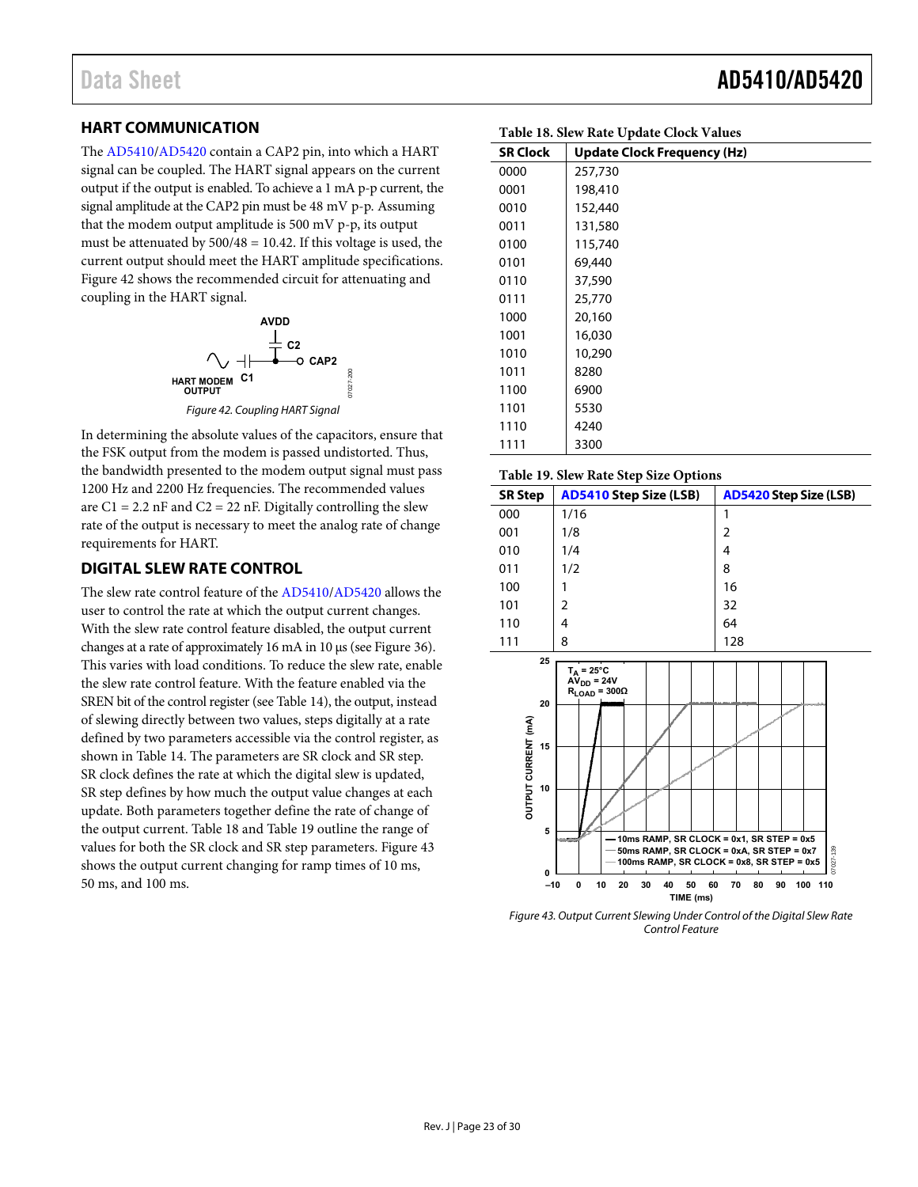## HART COMMUNICATION

The AD5410/AD5420 contain a CAP2 pin, into which a HART signal can be coupled. The HART signal appears on the current output if the output is enabled. To achieve a 1 mA p-p current, the signal amplitude at the CAP2 pin must be 48 mV p-p. Assuming that the modem output amplitude is 500 mV p-p, its output must be attenuated by 500/48 = 10.42. If this voltage is used, the current output should meet the HART amplitude specifications. Figure 42 shows the recommended circuit for attenuating and coupling in the HART signal.

*Figure 42. Coupling HART Signal*

In determining the absolute values of the capacitors, ensure that the FSK output from the modem is passed undistorted. Thus, the bandwidth presented to the modem output signal must pass 1200 Hz and 2200 Hz frequencies. The recommended values are C1 = 2.2 nF and C2 = 22 nF. Digitally controlling the slew rate of the output is necessary to meet the analog rate of change requirements for HART.

## DIGITAL SLEW RATE CONTROL

The slew rate control feature of the AD5410/AD5420 allows the user to control the rate at which the output current changes. With the slew rate control feature disabled, the output current changes at a rate of approximately 16 mA in 10 µs (see Figure 36). This varies with load conditions. To reduce the slew rate, enable the slew rate control feature. With the feature enabled via the SREN bit of the control register (see Table 14), the output, instead of slewing directly between two values, steps digitally at a rate defined by two parameters accessible via the control register, as shown in Table 14. The parameters are SR clock and SR step. SR clock defines the rate at which the digital slew is updated, SR step defines by how much the output value changes at each update. Both parameters together define the rate of change of the output current. Table 18 and Table 19 outline the range of values for both the SR clock and SR step parameters. Figure 43 shows the output current changing for ramp times of 10 ms, 50 ms, and 100 ms.

**Table 18. Slew Rate Update Clock Values**

| SR Clock | Update Clock Frequency (Hz) |
|---|---|
| 0000 | 257,730 |
| 0001 | 198,410 |
| 0010 | 152,440 |
| 0011 | 131,580 |
| 0100 | 115,740 |
| 0101 | 69,440 |
| 0110 | 37,590 |
| 0111 | 25,770 |
| 1000 | 20,160 |
| 1001 | 16,030 |
| 1010 | 10,290 |
| 1011 | 8280 |
| 1100 | 6900 |
| 1101 | 5530 |
| 1110 | 4240 |
| 1111 | 3300 |

**Table 19. Slew Rate Step Size Options**

| SR Step | AD5410 Step Size (LSB) | AD5420 Step Size (LSB) |
|---|---|---|
| 000 | 1/16 | 1 |
| 001 | 1/8 | 2 |
| 010 | 1/4 | 4 |
| 011 | 1/2 | 8 |
| 100 | 1 | 16 |
| 101 | 2 | 32 |
| 110 | 4 | 64 |
| 111 | 8 | 128 |

*Figure 43. Output Current Slewing Under Control of the Digital Slew Rate Control Feature*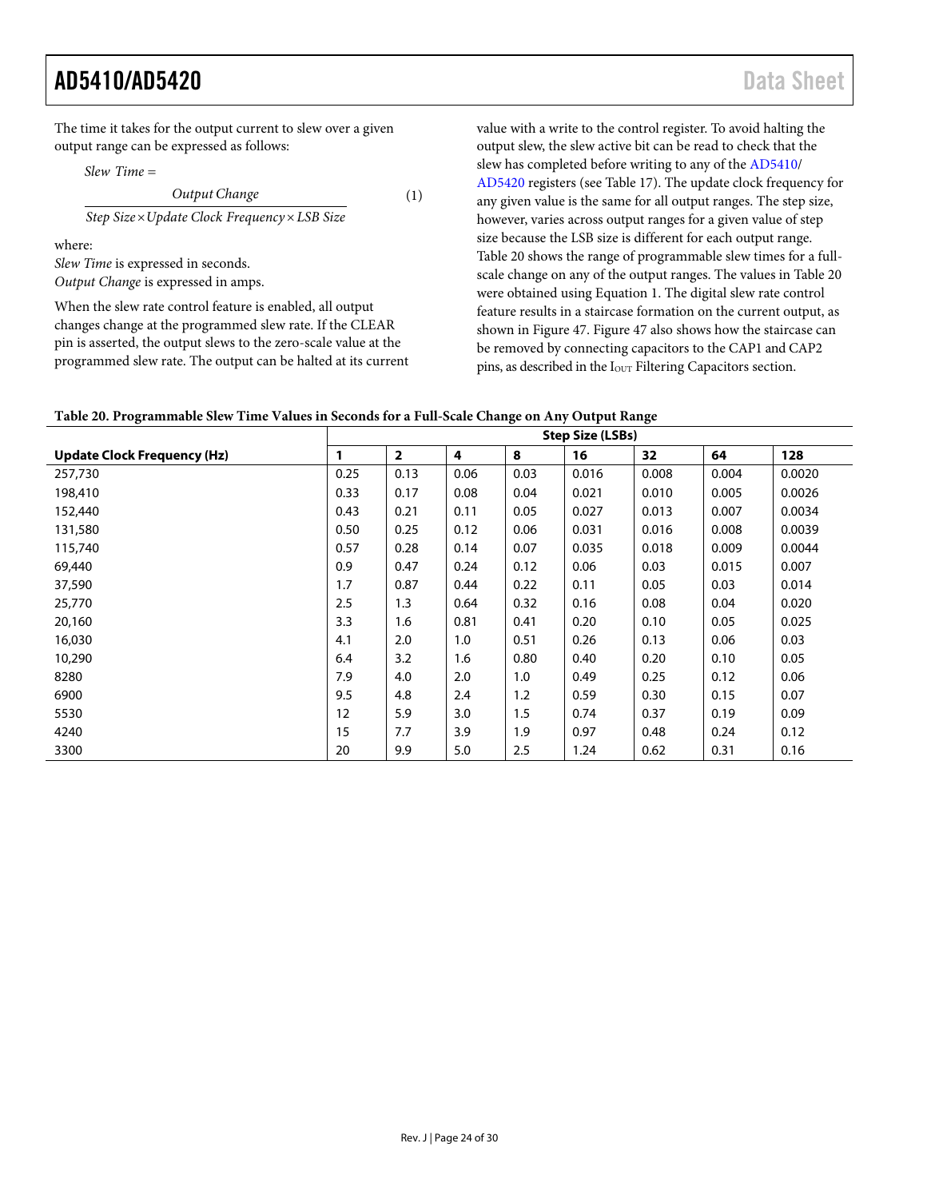The time it takes for the output current to slew over a given output range can be expressed as follows:

$$Slew\ Time = \frac{Output\ Change}{Step\ Size \times Update\ Clock\ Frequency \times LSB\ Size} \quad (1)$$

where:
*Slew Time* is expressed in seconds.
*Output Change* is expressed in amps.

When the slew rate control feature is enabled, all output changes change at the programmed slew rate. If the CLEAR pin is asserted, the output slews to the zero-scale value at the programmed slew rate. The output can be halted at its current value with a write to the control register. To avoid halting the output slew, the slew active bit can be read to check that the slew has completed before writing to any of the AD5410/AD5420 registers (see Table 17). The update clock frequency for any given value is the same for all output ranges. The step size, however, varies across output ranges for a given value of step size because the LSB size is different for each output range. Table 20 shows the range of programmable slew times for a full-scale change on any of the output ranges. The values in Table 20 were obtained using Equation 1. The digital slew rate control feature results in a staircase formation on the current output, as shown in Figure 47. Figure 47 also shows how the staircase can be removed by connecting capacitors to the CAP1 and CAP2 pins, as described in the $I_{OUT}$ Filtering Capacitors section.

**Table 20. Programmable Slew Time Values in Seconds for a Full-Scale Change on Any Output Range**

| | Step Size (LSBs) | | | | | | | |
|---|---|---|---|---|---|---|---|---|
| **Update Clock Frequency (Hz)** | **1** | **2** | **4** | **8** | **16** | **32** | **64** | **128** |
| 257,730 | 0.25 | 0.13 | 0.06 | 0.03 | 0.016 | 0.008 | 0.004 | 0.0020 |
| 198,410 | 0.33 | 0.17 | 0.08 | 0.04 | 0.021 | 0.010 | 0.005 | 0.0026 |
| 152,440 | 0.43 | 0.21 | 0.11 | 0.05 | 0.027 | 0.013 | 0.007 | 0.0034 |
| 131,580 | 0.50 | 0.25 | 0.12 | 0.06 | 0.031 | 0.016 | 0.008 | 0.0039 |
| 115,740 | 0.57 | 0.28 | 0.14 | 0.07 | 0.035 | 0.018 | 0.009 | 0.0044 |
| 69,440 | 0.9 | 0.47 | 0.24 | 0.12 | 0.06 | 0.03 | 0.015 | 0.007 |
| 37,590 | 1.7 | 0.87 | 0.44 | 0.22 | 0.11 | 0.05 | 0.03 | 0.014 |
| 25,770 | 2.5 | 1.3 | 0.64 | 0.32 | 0.16 | 0.08 | 0.04 | 0.020 |
| 20,160 | 3.3 | 1.6 | 0.81 | 0.41 | 0.20 | 0.10 | 0.05 | 0.025 |
| 16,030 | 4.1 | 2.0 | 1.0 | 0.51 | 0.26 | 0.13 | 0.06 | 0.03 |
| 10,290 | 6.4 | 3.2 | 1.6 | 0.80 | 0.40 | 0.20 | 0.10 | 0.05 |
| 8280 | 7.9 | 4.0 | 2.0 | 1.0 | 0.49 | 0.25 | 0.12 | 0.06 |
| 6900 | 9.5 | 4.8 | 2.4 | 1.2 | 0.59 | 0.30 | 0.15 | 0.07 |
| 5530 | 12 | 5.9 | 3.0 | 1.5 | 0.74 | 0.37 | 0.19 | 0.09 |
| 4240 | 15 | 7.7 | 3.9 | 1.9 | 0.97 | 0.48 | 0.24 | 0.12 |
| 3300 | 20 | 9.9 | 5.0 | 2.5 | 1.24 | 0.62 | 0.31 | 0.16 |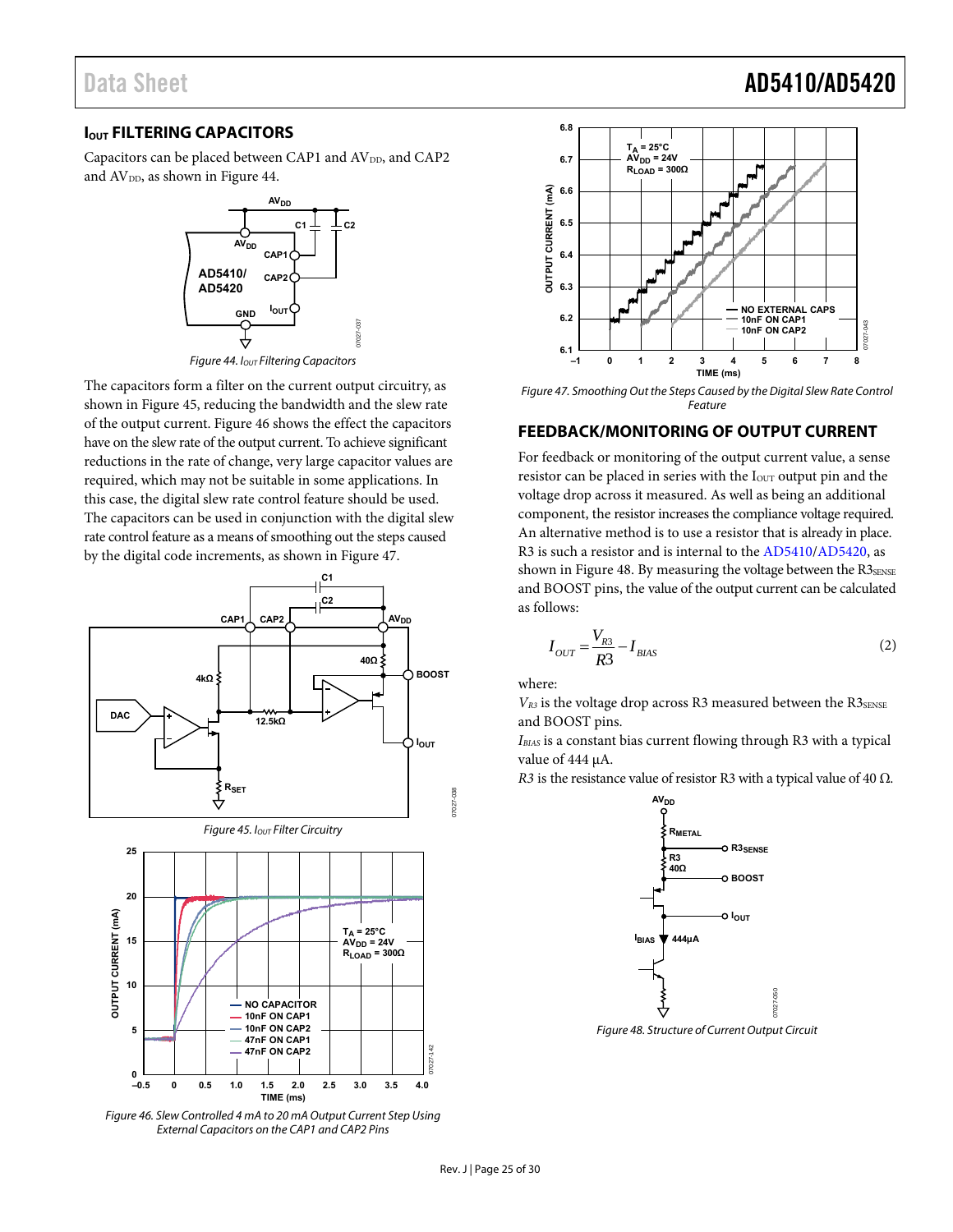## $I_{OUT}$ FILTERING CAPACITORS

Capacitors can be placed between CAP1 and $AV_{DD}$, and CAP2 and $AV_{DD}$, as shown in Figure 44.

Figure 44. $I_{OUT}$ Filtering Capacitors

The capacitors form a filter on the current output circuitry, as shown in Figure 45, reducing the bandwidth and the slew rate of the output current. Figure 46 shows the effect the capacitors have on the slew rate of the output current. To achieve significant reductions in the rate of change, very large capacitor values are required, which may not be suitable in some applications. In this case, the digital slew rate control feature should be used. The capacitors can be used in conjunction with the digital slew rate control feature as a means of smoothing out the steps caused by the digital code increments, as shown in Figure 47.

Figure 45. $I_{OUT}$ Filter Circuitry

Figure 46. Slew Controlled 4 mA to 20 mA Output Current Step Using External Capacitors on the CAP1 and CAP2 Pins

Figure 47. Smoothing Out the Steps Caused by the Digital Slew Rate Control Feature

## FEEDBACK/MONITORING OF OUTPUT CURRENT

For feedback or monitoring of the output current value, a sense resistor can be placed in series with the $I_{OUT}$ output pin and the voltage drop across it measured. As well as being an additional component, the resistor increases the compliance voltage required. An alternative method is to use a resistor that is already in place. R3 is such a resistor and is internal to the AD5410/AD5420, as shown in Figure 48. By measuring the voltage between the $R3_{SENSE}$ and BOOST pins, the value of the output current can be calculated as follows:

$$I_{OUT} = \frac{V_{R3}}{R3} - I_{BIAS} \tag{2}$$

where:

$V_{R3}$ is the voltage drop across R3 measured between the $R3_{SENSE}$ and BOOST pins.

$I_{BIAS}$ is a constant bias current flowing through R3 with a typical value of 444 μA.

$R3$ is the resistance value of resistor R3 with a typical value of 40 Ω.

Figure 48. Structure of Current Output Circuit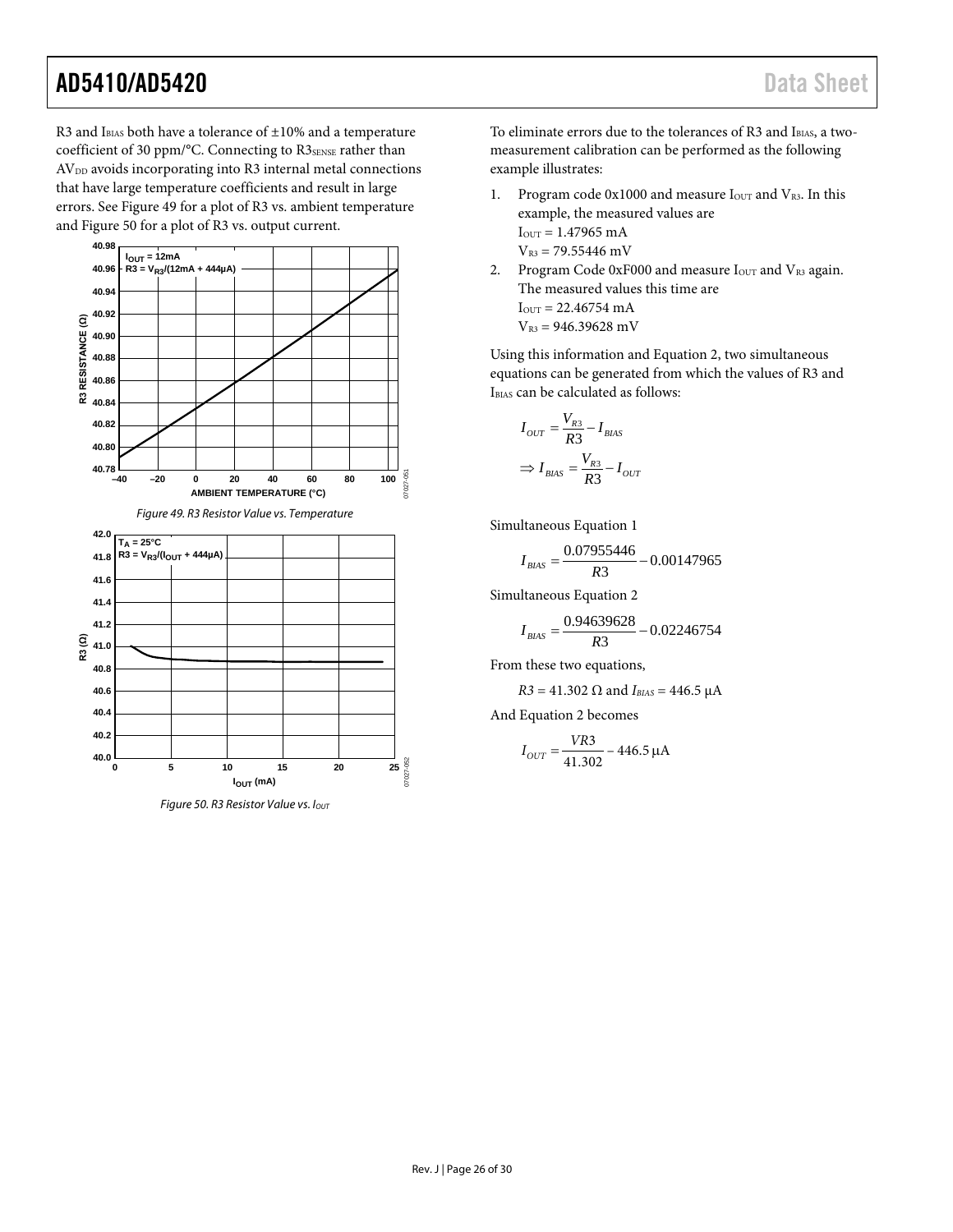R3 and $I_{BIAS}$ both have a tolerance of ±10% and a temperature coefficient of 30 ppm/°C. Connecting to $R3_{SENSE}$ rather than $AV_{DD}$ avoids incorporating into R3 internal metal connections that have large temperature coefficients and result in large errors. See Figure 49 for a plot of R3 vs. ambient temperature and Figure 50 for a plot of R3 vs. output current.

*Figure 49. R3 Resistor Value vs. Temperature*

*Figure 50. R3 Resistor Value vs. $I_{OUT}$*

To eliminate errors due to the tolerances of R3 and $I_{BIAS}$, a two-measurement calibration can be performed as the following example illustrates:

1. Program code 0x1000 and measure $I_{OUT}$ and $V_{R3}$. In this example, the measured values are
   $I_{OUT}$ = 1.47965 mA
   $V_{R3}$ = 79.55446 mV
2. Program Code 0xF000 and measure $I_{OUT}$ and $V_{R3}$ again. The measured values this time are
   $I_{OUT}$ = 22.46754 mA
   $V_{R3}$ = 946.39628 mV

Using this information and Equation 2, two simultaneous equations can be generated from which the values of R3 and $I_{BIAS}$ can be calculated as follows:

$$I_{OUT} = \frac{V_{R3}}{R3} - I_{BIAS}$$

$$\Rightarrow I_{BIAS} = \frac{V_{R3}}{R3} - I_{OUT}$$

Simultaneous Equation 1

$$I_{BIAS} = \frac{0.07955446}{R3} - 0.00147965$$

Simultaneous Equation 2

$$I_{BIAS} = \frac{0.94639628}{R3} - 0.02246754$$

From these two equations,

$R3$ = 41.302 Ω and $I_{BIAS}$ = 446.5 μA

And Equation 2 becomes

$$I_{OUT} = \frac{VR3}{41.302} - 446.5\,\mu\text{A}$$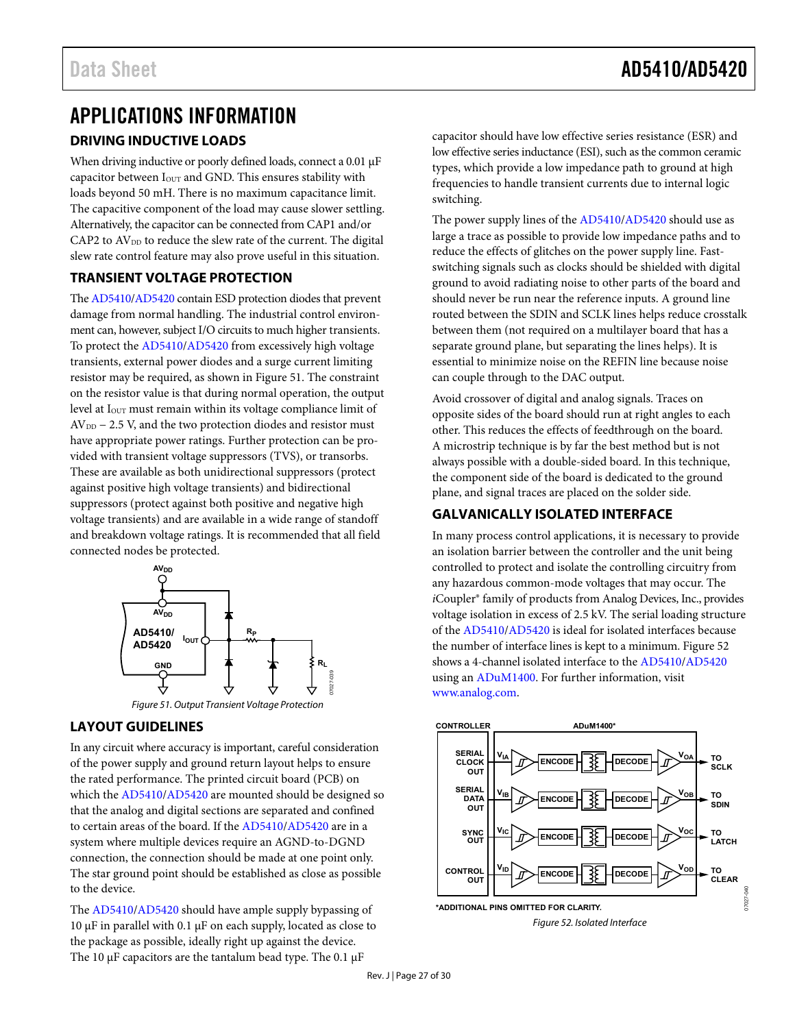# APPLICATIONS INFORMATION

## DRIVING INDUCTIVE LOADS

When driving inductive or poorly defined loads, connect a 0.01 µF capacitor between $I_{OUT}$ and GND. This ensures stability with loads beyond 50 mH. There is no maximum capacitance limit. The capacitive component of the load may cause slower settling. Alternatively, the capacitor can be connected from CAP1 and/or CAP2 to $AV_{DD}$ to reduce the slew rate of the current. The digital slew rate control feature may also prove useful in this situation.

## TRANSIENT VOLTAGE PROTECTION

The AD5410/AD5420 contain ESD protection diodes that prevent damage from normal handling. The industrial control environment can, however, subject I/O circuits to much higher transients. To protect the AD5410/AD5420 from excessively high voltage transients, external power diodes and a surge current limiting resistor may be required, as shown in Figure 51. The constraint on the resistor value is that during normal operation, the output level at $I_{OUT}$ must remain within its voltage compliance limit of $AV_{DD}$ − 2.5 V, and the two protection diodes and resistor must have appropriate power ratings. Further protection can be provided with transient voltage suppressors (TVS), or transorbs. These are available as both unidirectional suppressors (protect against positive high voltage transients) and bidirectional suppressors (protect against both positive and negative high voltage transients) and are available in a wide range of standoff and breakdown voltage ratings. It is recommended that all field connected nodes be protected.

Figure 51. Output Transient Voltage Protection

## LAYOUT GUIDELINES

In any circuit where accuracy is important, careful consideration of the power supply and ground return layout helps to ensure the rated performance. The printed circuit board (PCB) on which the AD5410/AD5420 are mounted should be designed so that the analog and digital sections are separated and confined to certain areas of the board. If the AD5410/AD5420 are in a system where multiple devices require an AGND-to-DGND connection, the connection should be made at one point only. The star ground point should be established as close as possible to the device.

The AD5410/AD5420 should have ample supply bypassing of 10 µF in parallel with 0.1 µF on each supply, located as close to the package as possible, ideally right up against the device. The 10 µF capacitors are the tantalum bead type. The 0.1 µF capacitor should have low effective series resistance (ESR) and low effective series inductance (ESI), such as the common ceramic types, which provide a low impedance path to ground at high frequencies to handle transient currents due to internal logic switching.

The power supply lines of the AD5410/AD5420 should use as large a trace as possible to provide low impedance paths and to reduce the effects of glitches on the power supply line. Fast-switching signals such as clocks should be shielded with digital ground to avoid radiating noise to other parts of the board and should never be run near the reference inputs. A ground line routed between the SDIN and SCLK lines helps reduce crosstalk between them (not required on a multilayer board that has a separate ground plane, but separating the lines helps). It is essential to minimize noise on the REFIN line because noise can couple through to the DAC output.

Avoid crossover of digital and analog signals. Traces on opposite sides of the board should run at right angles to each other. This reduces the effects of feedthrough on the board. A microstrip technique is by far the best method but is not always possible with a double-sided board. In this technique, the component side of the board is dedicated to the ground plane, and signal traces are placed on the solder side.

## GALVANICALLY ISOLATED INTERFACE

In many process control applications, it is necessary to provide an isolation barrier between the controller and the unit being controlled to protect and isolate the controlling circuitry from any hazardous common-mode voltages that may occur. The *i*Coupler® family of products from Analog Devices, Inc., provides voltage isolation in excess of 2.5 kV. The serial loading structure of the AD5410/AD5420 is ideal for isolated interfaces because the number of interface lines is kept to a minimum. Figure 52 shows a 4-channel isolated interface to the AD5410/AD5420 using an ADuM1400. For further information, visit www.analog.com.

*ADDITIONAL PINS OMITTED FOR CLARITY.

Figure 52. Isolated Interface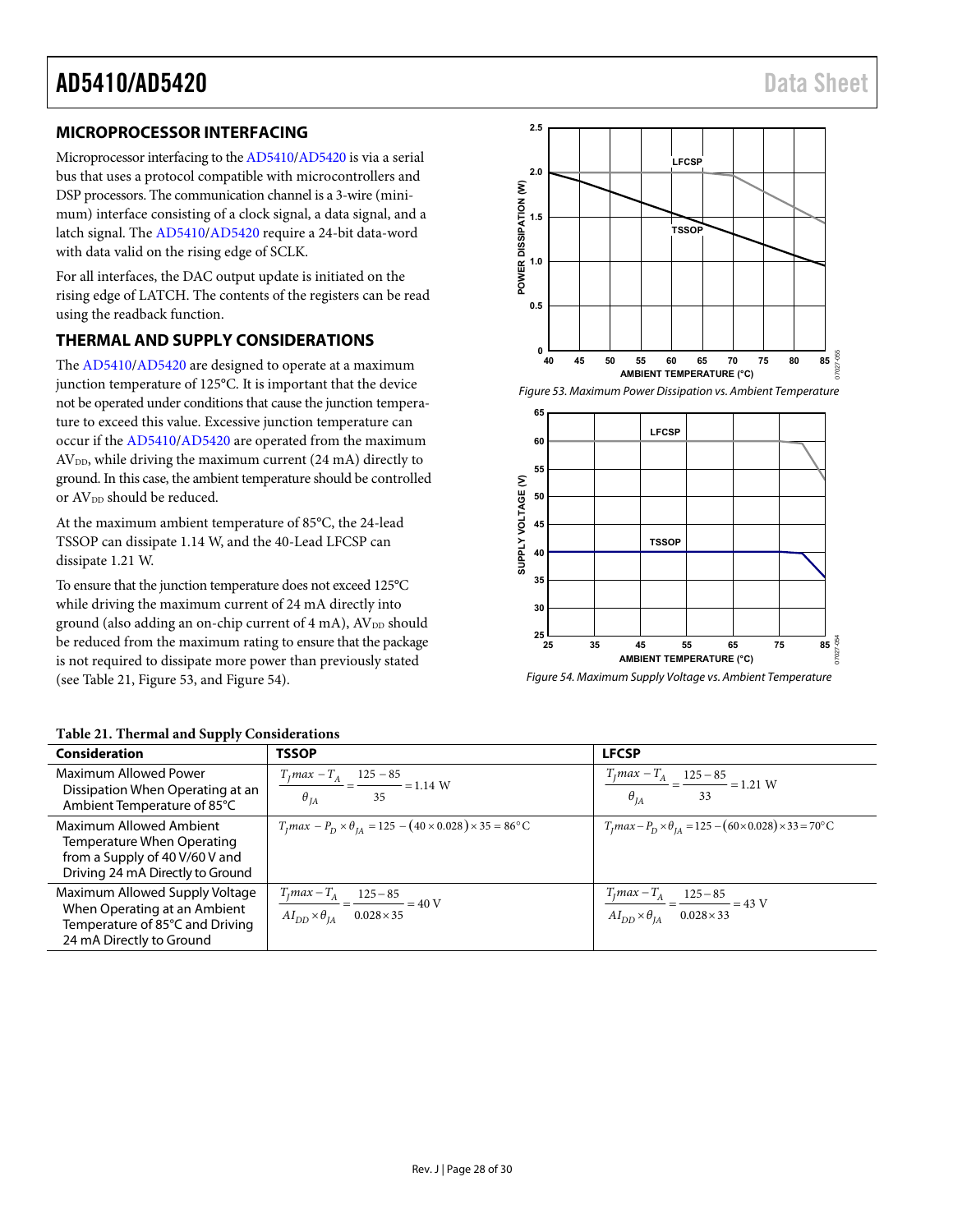## MICROPROCESSOR INTERFACING

Microprocessor interfacing to the AD5410/AD5420 is via a serial bus that uses a protocol compatible with microcontrollers and DSP processors. The communication channel is a 3-wire (minimum) interface consisting of a clock signal, a data signal, and a latch signal. The AD5410/AD5420 require a 24-bit data-word with data valid on the rising edge of SCLK.

For all interfaces, the DAC output update is initiated on the rising edge of LATCH. The contents of the registers can be read using the readback function.

## THERMAL AND SUPPLY CONSIDERATIONS

The AD5410/AD5420 are designed to operate at a maximum junction temperature of 125°C. It is important that the device not be operated under conditions that cause the junction temperature to exceed this value. Excessive junction temperature can occur if the AD5410/AD5420 are operated from the maximum $AV_{DD}$, while driving the maximum current (24 mA) directly to ground. In this case, the ambient temperature should be controlled or $AV_{DD}$ should be reduced.

At the maximum ambient temperature of 85°C, the 24-lead TSSOP can dissipate 1.14 W, and the 40-Lead LFCSP can dissipate 1.21 W.

To ensure that the junction temperature does not exceed 125°C while driving the maximum current of 24 mA directly into ground (also adding an on-chip current of 4 mA), $AV_{DD}$ should be reduced from the maximum rating to ensure that the package is not required to dissipate more power than previously stated (see Table 21, Figure 53, and Figure 54).

Figure 53. Maximum Power Dissipation vs. Ambient Temperature

Figure 54. Maximum Supply Voltage vs. Ambient Temperature

**Table 21. Thermal and Supply Considerations**

| Consideration | TSSOP | LFCSP |
|---|---|---|
| Maximum Allowed Power Dissipation When Operating at an Ambient Temperature of 85°C | $\frac{T_J max - T_A}{\theta_{JA}} = \frac{125 - 85}{35} = 1.14 \text{ W}$ | $\frac{T_J max - T_A}{\theta_{JA}} = \frac{125 - 85}{33} = 1.21 \text{ W}$ |
| Maximum Allowed Ambient Temperature When Operating from a Supply of 40 V/60 V and Driving 24 mA Directly to Ground | $T_J max - P_D \times \theta_{JA} = 125 - (40 \times 0.028) \times 35 = 86°\text{C}$ | $T_J max - P_D \times \theta_{JA} = 125 - (60 \times 0.028) \times 33 = 70°\text{C}$ |
| Maximum Allowed Supply Voltage When Operating at an Ambient Temperature of 85°C and Driving 24 mA Directly to Ground | $\frac{T_J max - T_A}{AI_{DD} \times \theta_{JA}} = \frac{125 - 85}{0.028 \times 35} = 40 \text{ V}$ | $\frac{T_J max - T_A}{AI_{DD} \times \theta_{JA}} = \frac{125 - 85}{0.028 \times 33} = 43 \text{ V}$ |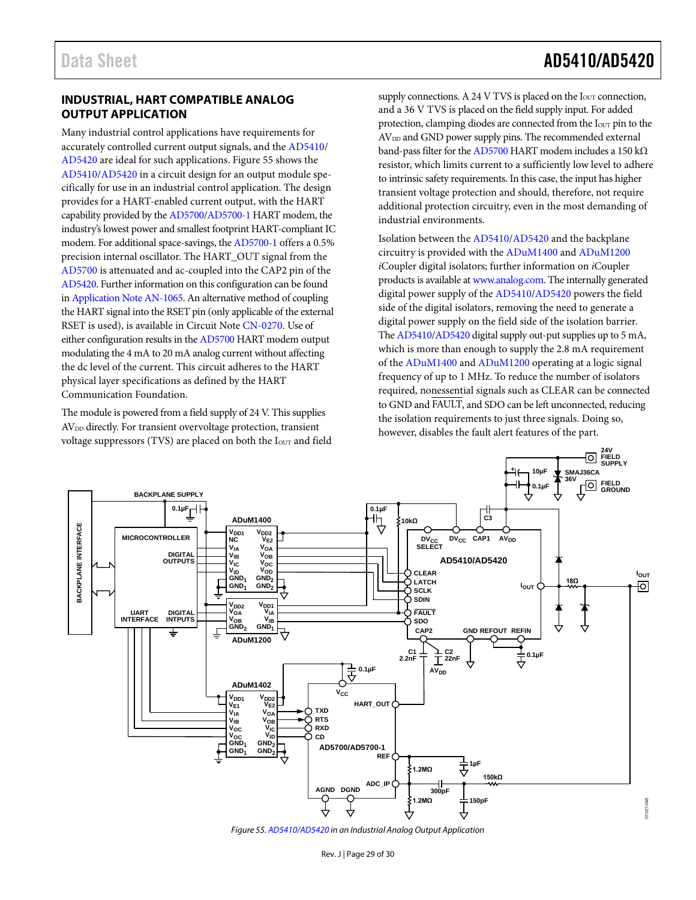## INDUSTRIAL, HART COMPATIBLE ANALOG OUTPUT APPLICATION

Many industrial control applications have requirements for accurately controlled current output signals, and the AD5410/AD5420 are ideal for such applications. Figure 55 shows the AD5410/AD5420 in a circuit design for an output module specifically for use in an industrial control application. The design provides for a HART-enabled current output, with the HART capability provided by the AD5700/AD5700-1 HART modem, the industry's lowest power and smallest footprint HART-compliant IC modem. For additional space-savings, the AD5700-1 offers a 0.5% precision internal oscillator. The HART_OUT signal from the AD5700 is attenuated and ac-coupled into the CAP2 pin of the AD5420. Further information on this configuration can be found in Application Note AN-1065. An alternative method of coupling the HART signal into the RSET pin (only applicable of the external RSET is used), is available in Circuit Note CN-0270. Use of either configuration results in the AD5700 HART modem output modulating the 4 mA to 20 mA analog current without affecting the dc level of the current. This circuit adheres to the HART physical layer specifications as defined by the HART Communication Foundation.

The module is powered from a field supply of 24 V. This supplies $AV_{DD}$ directly. For transient overvoltage protection, transient voltage suppressors (TVS) are placed on both the $I_{OUT}$ and field supply connections. A 24 V TVS is placed on the $I_{OUT}$ connection, and a 36 V TVS is placed on the field supply input. For added protection, clamping diodes are connected from the $I_{OUT}$ pin to the $AV_{DD}$ and GND power supply pins. The recommended external band-pass filter for the AD5700 HART modem includes a 150 kΩ resistor, which limits current to a sufficiently low level to adhere to intrinsic safety requirements. In this case, the input has higher transient voltage protection and should, therefore, not require additional protection circuitry, even in the most demanding of industrial environments.

Isolation between the AD5410/AD5420 and the backplane circuitry is provided with the ADuM1400 and ADuM1200 *i*Coupler digital isolators; further information on *i*Coupler products is available at www.analog.com. The internally generated digital power supply of the AD5410/AD5420 powers the field side of the digital isolators, removing the need to generate a digital power supply on the field side of the isolation barrier. The AD5410/AD5420 digital supply out-put supplies up to 5 mA, which is more than enough to supply the 2.8 mA requirement of the ADuM1400 and ADuM1200 operating at a logic signal frequency of up to 1 MHz. To reduce the number of isolators required, nonessential signals such as CLEAR can be connected to GND and FAULT, and SDO can be left unconnected, reducing the isolation requirements to just three signals. Doing so, however, disables the fault alert features of the part.

Figure 55. AD5410/AD5420 in an Industrial Analog Output Application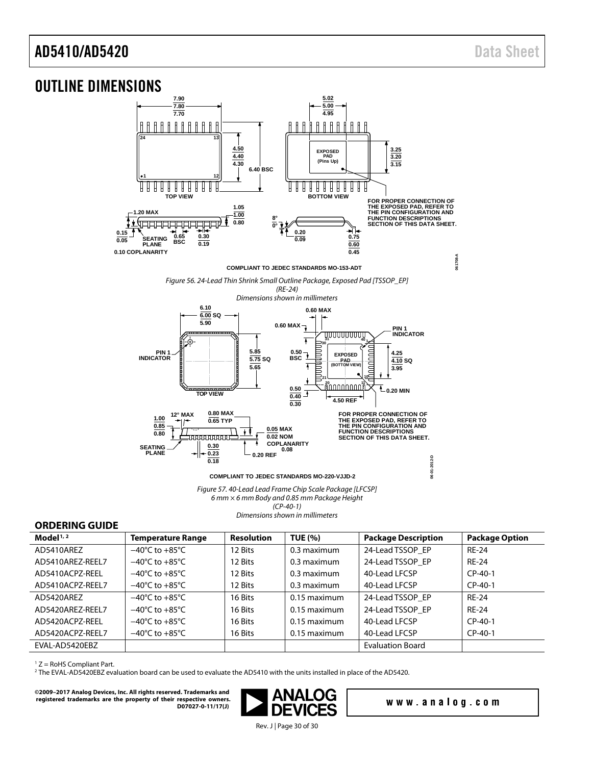## OUTLINE DIMENSIONS

7.90
7.80
7.70

5.02
5.00
4.95

24
13
1
12

4.50
4.40
4.30

6.40 BSC

EXPOSED PAD (Pins Up)

3.25
3.20
3.15

TOP VIEW

BOTTOM VIEW

FOR PROPER CONNECTION OF THE EXPOSED PAD, REFER TO THE PIN CONFIGURATION AND FUNCTION DESCRIPTIONS SECTION OF THIS DATA SHEET.

1.20 MAX

1.05
1.00
0.80

8°
0°

0.15
0.05

SEATING PLANE

0.65 BSC

0.30
0.19

0.20
0.09

0.75
0.60
0.45

0.10 COPLANARITY

COMPLIANT TO JEDEC STANDARDS MO-153-ADT

061708-A

*Figure 56. 24-Lead Thin Shrink Small Outline Package, Exposed Pad [TSSOP_EP] (RE-24) Dimensions shown in millimeters*

6.10
6.00 SQ
5.90

0.60 MAX

0.60 MAX

PIN 1 INDICATOR

31
40
1
30

PIN 1 INDICATOR

5.85
5.75 SQ
5.65

0.50 BSC

EXPOSED PAD (BOTTOM VIEW)

4.25
4.10 SQ
3.95

21
20
11
10

0.50
0.40
0.30

TOP VIEW

4.50 REF

0.20 MIN

12° MAX

0.80 MAX
0.65 TYP

1.00
0.85
0.80

0.05 MAX
0.02 NOM

COPLANARITY
0.08

SEATING PLANE

0.30
0.23
0.18

0.20 REF

FOR PROPER CONNECTION OF THE EXPOSED PAD, REFER TO THE PIN CONFIGURATION AND FUNCTION DESCRIPTIONS SECTION OF THIS DATA SHEET.

COMPLIANT TO JEDEC STANDARDS MO-220-VJJD-2

06-01-2012-D

*Figure 57. 40-Lead Lead Frame Chip Scale Package [LFCSP] 6 mm × 6 mm Body and 0.85 mm Package Height (CP-40-1) Dimensions shown in millimeters*

### ORDERING GUIDE

| Model[1, 2] | Temperature Range | Resolution | TUE (%) | Package Description | Package Option |
|---|---|---|---|---|---|
| AD5410AREZ | −40°C to +85°C | 12 Bits | 0.3 maximum | 24-Lead TSSOP_EP | RE-24 |
| AD5410AREZ-REEL7 | −40°C to +85°C | 12 Bits | 0.3 maximum | 24-Lead TSSOP_EP | RE-24 |
| AD5410ACPZ-REEL | −40°C to +85°C | 12 Bits | 0.3 maximum | 40-Lead LFCSP | CP-40-1 |
| AD5410ACPZ-REEL7 | −40°C to +85°C | 12 Bits | 0.3 maximum | 40-Lead LFCSP | CP-40-1 |
| AD5420AREZ | −40°C to +85°C | 16 Bits | 0.15 maximum | 24-Lead TSSOP_EP | RE-24 |
| AD5420AREZ-REEL7 | −40°C to +85°C | 16 Bits | 0.15 maximum | 24-Lead TSSOP_EP | RE-24 |
| AD5420ACPZ-REEL | −40°C to +85°C | 16 Bits | 0.15 maximum | 40-Lead LFCSP | CP-40-1 |
| AD5420ACPZ-REEL7 | −40°C to +85°C | 16 Bits | 0.15 maximum | 40-Lead LFCSP | CP-40-1 |
| EVAL-AD5420EBZ | | | | Evaluation Board | |

[1] Z = RoHS Compliant Part.
[2] The EVAL-AD5420EBZ evaluation board can be used to evaluate the AD5410 with the units installed in place of the AD5420.

**©2009–2017 Analog Devices, Inc. All rights reserved. Trademarks and registered trademarks are the property of their respective owners. D07027-0-11/17(J)**